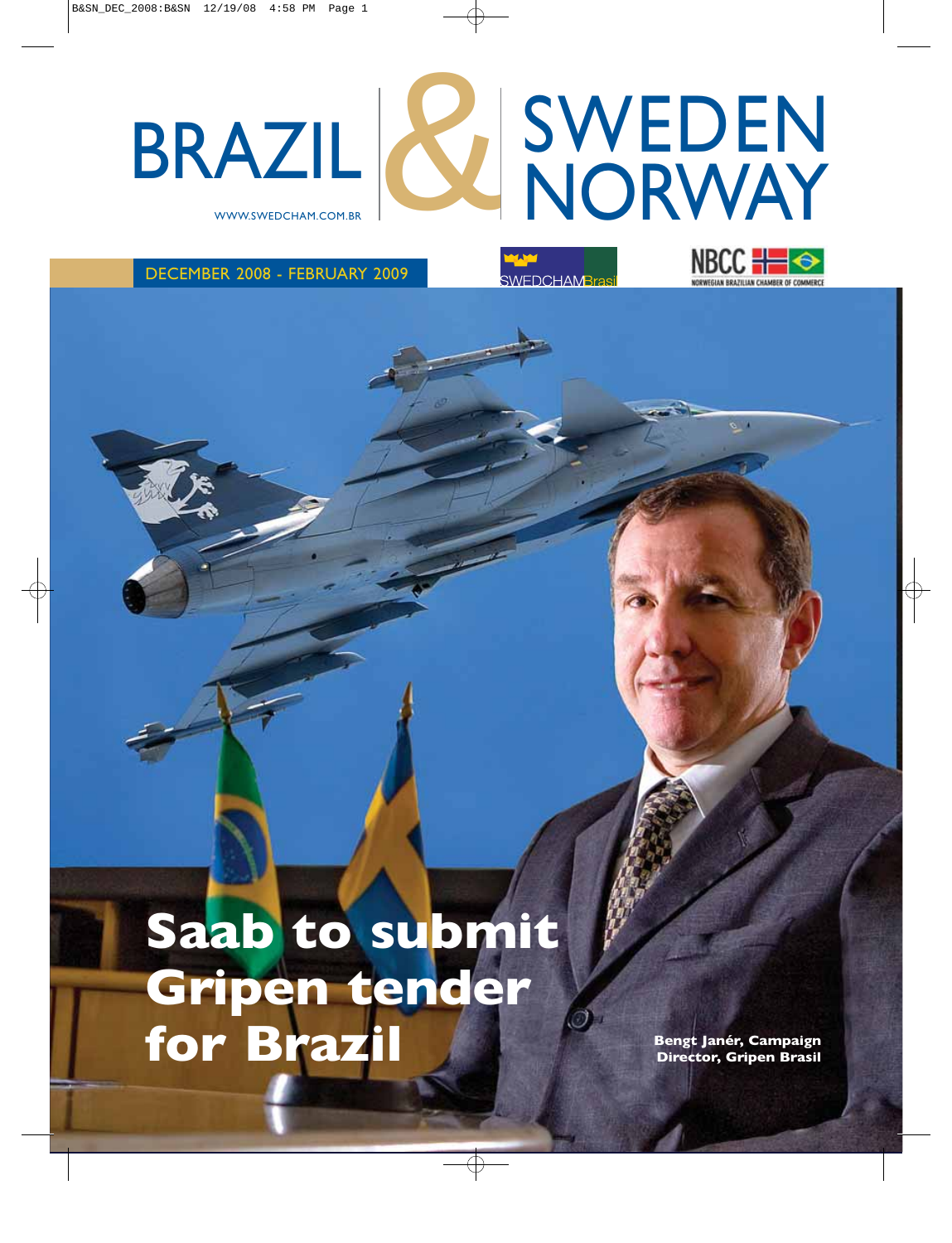# BRAZIL & SWEDEN NORWAY

WWW.SWEDCHAM.COM.BR

DECEMBER 2008 - FEBRUARY 2009

SWEDCHAMBrasil

NBCC NORWEGIAN BRAZILIAN CHAMBER OF COMMERCE

## Saab to submit Gripen tender for Brazil

**Bengt Janér, Campaign Director, Gripen Brasil**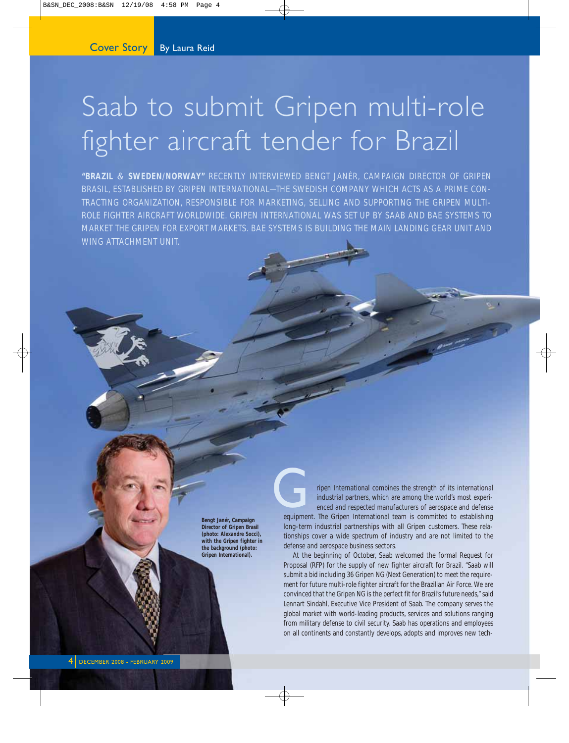Cover Story By Laura Reid

# Saab to submit Gripen multi-role fighter aircraft tender for Brazil

**"BRAZIL & SWEDEN/NORWAY"** RECENTLY INTERVIEWED BENGT JANÉR, CAMPAIGN DIRECTOR OF GRIPEN BRASIL, ESTABLISHED BY GRIPEN INTERNATIONAL—THE SWEDISH COMPANY WHICH ACTS AS A PRIME CONTRACTING ORGANIZATION, RESPONSIBLE FOR MARKETING, SELLING AND SUPPORTING THE GRIPEN MULTI-ROLE FIGHTER AIRCRAFT WORLDWIDE. GRIPEN INTERNATIONAL WAS SET UP BY SAAB AND BAE SYSTEMS TO MARKET THE GRIPEN FOR EXPORT MARKETS. BAE SYSTEMS IS BUILDING THE MAIN LANDING GEAR UNIT AND WING ATTACHMENT UNIT.

**Bengt Janér, Campaign Director of Gripen Brasil (photo: Alexandre Socci), with the Gripen fighter in the background (photo: Gripen International).**

Gripen International combines the strength of its international industrial partners, which are among the world's most experienced and respected manufacturers of aerospace and defense equipment. The Gripen International team is committed to establishing long-term industrial partnerships with all Gripen customers. These relationships cover a wide spectrum of industry and are not limited to the defense and aerospace business sectors.

At the beginning of October, Saab welcomed the formal Request for Proposal (RFP) for the supply of new fighter aircraft for Brazil. "Saab will submit a bid including 36 Gripen NG (Next Generation) to meet the requirement for future multi-role fighter aircraft for the Brazilian Air Force. We are convinced that the Gripen NG is the perfect fit for Brazil's future needs," said Lennart Sindahl, Executive Vice President of Saab. The company serves the global market with world-leading products, services and solutions ranging from military defense to civil security. Saab has operations and employees on all continents and constantly develops, adopts and improves new tech-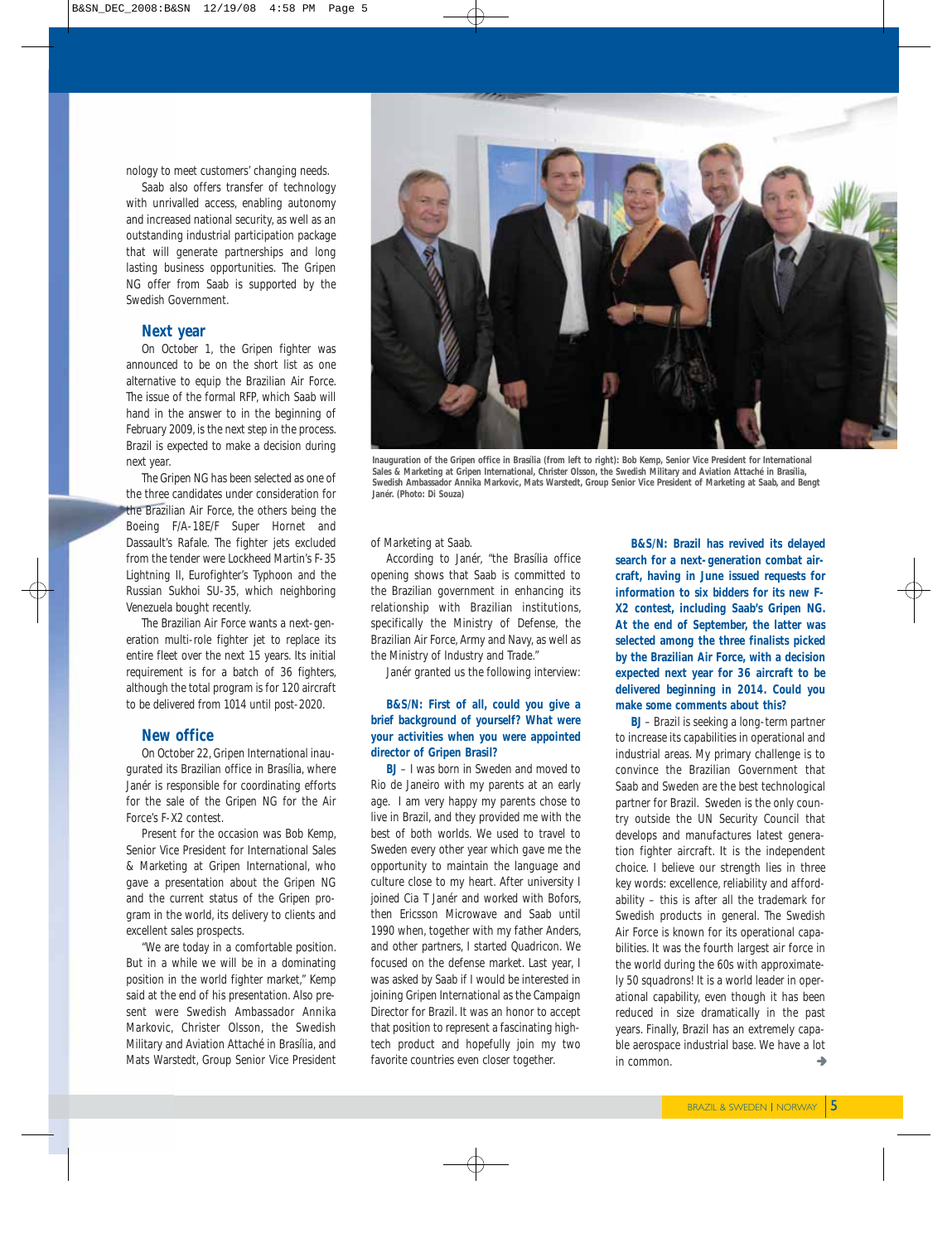nology to meet customers' changing needs.

Saab also offers transfer of technology with unrivalled access, enabling autonomy and increased national security, as well as an outstanding industrial participation package that will generate partnerships and long lasting business opportunities. The Gripen NG offer from Saab is supported by the Swedish Government.

## Next year

On October 1, the Gripen fighter was announced to be on the short list as one alternative to equip the Brazilian Air Force. The issue of the formal RFP, which Saab will hand in the answer to in the beginning of February 2009, is the next step in the process. Brazil is expected to make a decision during next year.

The Gripen NG has been selected as one of the three candidates under consideration for the Brazilian Air Force, the others being the Boeing F/A-18E/F Super Hornet and Dassault's Rafale. The fighter jets excluded from the tender were Lockheed Martin's F-35 Lightning II, Eurofighter's Typhoon and the Russian Sukhoi SU-35, which neighboring Venezuela bought recently.

The Brazilian Air Force wants a next-generation multi-role fighter jet to replace its entire fleet over the next 15 years. Its initial requirement is for a batch of 36 fighters, although the total program is for 120 aircraft to be delivered from 1014 until post-2020.

## New office

On October 22, Gripen International inaugurated its Brazilian office in Brasília, where Janér is responsible for coordinating efforts for the sale of the Gripen NG for the Air Force's F-X2 contest.

Present for the occasion was Bob Kemp, Senior Vice President for International Sales & Marketing at Gripen International, who gave a presentation about the Gripen NG and the current status of the Gripen program in the world, its delivery to clients and excellent sales prospects.

"We are today in a comfortable position. But in a while we will be in a dominating position in the world fighter market," Kemp said at the end of his presentation. Also present were Swedish Ambassador Annika Markovic, Christer Olsson, the Swedish Military and Aviation Attaché in Brasília, and Mats Warstedt, Group Senior Vice President of Marketing at Saab.

Inauguration of the Gripen office in Brasília (from left to right): Bob Kemp, Senior Vice President for International Sales & Marketing at Gripen International, Christer Olsson, the Swedish Military and Aviation Attaché in Brasília, Swedish Ambassador Annika Markovic, Mats Warstedt, Group Senior Vice President of Marketing at Saab, and Bengt Janér. (Photo: Di Souza)

According to Janér, "the Brasília office opening shows that Saab is committed to the Brazilian government in enhancing its relationship with Brazilian institutions, specifically the Ministry of Defense, the Brazilian Air Force, Army and Navy, as well as the Ministry of Industry and Trade."

Janér granted us the following interview:

**B&S/N: First of all, could you give a brief background of yourself? What were your activities when you were appointed director of Gripen Brasil?**

**BJ** – I was born in Sweden and moved to Rio de Janeiro with my parents at an early age. I am very happy my parents chose to live in Brazil, and they provided me with the best of both worlds. We used to travel to Sweden every other year which gave me the opportunity to maintain the language and culture close to my heart. After university I joined Cia T Janér and worked with Bofors, then Ericsson Microwave and Saab until 1990 when, together with my father Anders, and other partners, I started Quadricon. We focused on the defense market. Last year, I was asked by Saab if I would be interested in joining Gripen International as the Campaign Director for Brazil. It was an honor to accept that position to represent a fascinating high-tech product and hopefully join my two favorite countries even closer together.

**B&S/N: Brazil has revived its delayed search for a next-generation combat aircraft, having in June issued requests for information to six bidders for its new F-X2 contest, including Saab's Gripen NG. At the end of September, the latter was selected among the three finalists picked by the Brazilian Air Force, with a decision expected next year for 36 aircraft to be delivered beginning in 2014. Could you make some comments about this?**

**BJ** – Brazil is seeking a long-term partner to increase its capabilities in operational and industrial areas. My primary challenge is to convince the Brazilian Government that Saab and Sweden are the best technological partner for Brazil. Sweden is the only country outside the UN Security Council that develops and manufactures latest generation fighter aircraft. It is the independent choice. I believe our strength lies in three key words: excellence, reliability and affordability – this is after all the trademark for Swedish products in general. The Swedish Air Force is known for its operational capabilities. It was the fourth largest air force in the world during the 60s with approximately 50 squadrons! It is a world leader in operational capability, even though it has been reduced in size dramatically in the past years. Finally, Brazil has an extremely capable aerospace industrial base. We have a lot in common.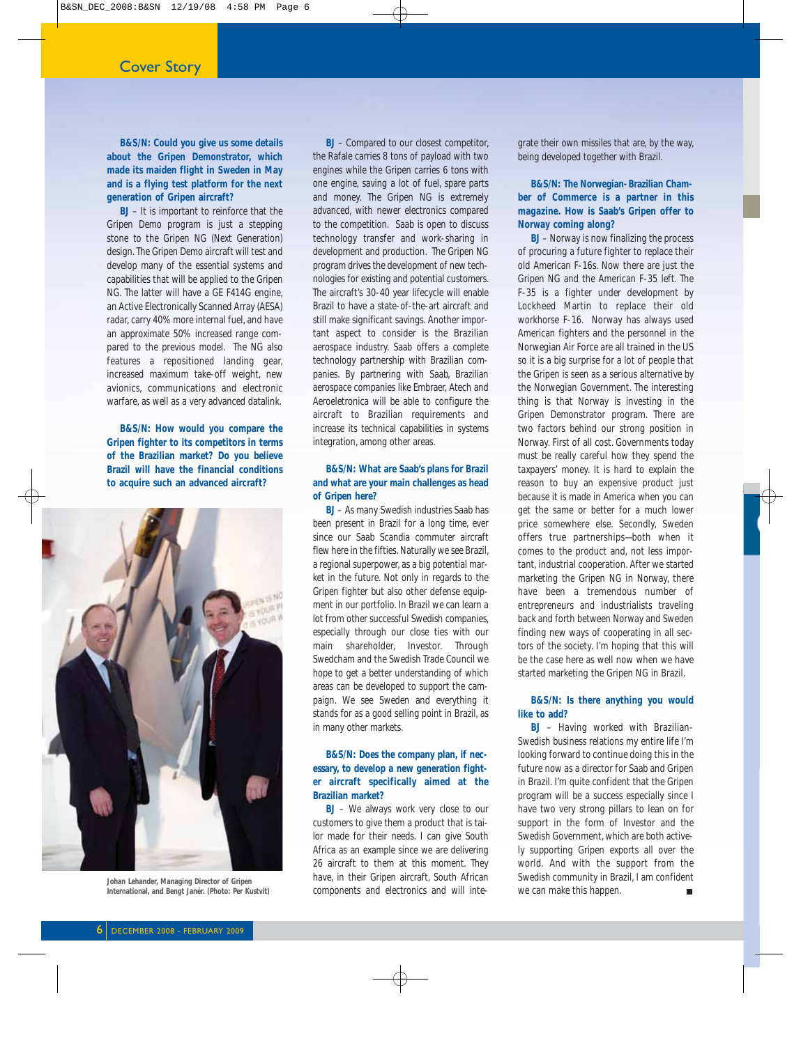**B&S/N: Could you give us some details about the Gripen Demonstrator, which made its maiden flight in Sweden in May and is a flying test platform for the next generation of Gripen aircraft?**

**BJ** – It is important to reinforce that the Gripen Demo program is just a stepping stone to the Gripen NG (Next Generation) design. The Gripen Demo aircraft will test and develop many of the essential systems and capabilities that will be applied to the Gripen NG. The latter will have a GE F414G engine, an Active Electronically Scanned Array (AESA) radar, carry 40% more internal fuel, and have an approximate 50% increased range compared to the previous model. The NG also features a repositioned landing gear, increased maximum take-off weight, new avionics, communications and electronic warfare, as well as a very advanced datalink.

**B&S/N: How would you compare the Gripen fighter to its competitors in terms of the Brazilian market? Do you believe Brazil will have the financial conditions to acquire such an advanced aircraft?**

Johan Lehander, Managing Director of Gripen International, and Bengt Janér. (Photo: Per Kustvit)

**BJ** – Compared to our closest competitor, the Rafale carries 8 tons of payload with two engines while the Gripen carries 6 tons with one engine, saving a lot of fuel, spare parts and money. The Gripen NG is extremely advanced, with newer electronics compared to the competition. Saab is open to discuss technology transfer and work-sharing in development and production. The Gripen NG program drives the development of new technologies for existing and potential customers. The aircraft's 30-40 year lifecycle will enable Brazil to have a state-of-the-art aircraft and still make significant savings. Another important aspect to consider is the Brazilian aerospace industry. Saab offers a complete technology partnership with Brazilian companies. By partnering with Saab, Brazilian aerospace companies like Embraer, Atech and Aeroeletronica will be able to configure the aircraft to Brazilian requirements and increase its technical capabilities in systems integration, among other areas.

**B&S/N: What are Saab's plans for Brazil and what are your main challenges as head of Gripen here?**

**BJ** – As many Swedish industries Saab has been present in Brazil for a long time, ever since our Saab Scandia commuter aircraft flew here in the fifties. Naturally we see Brazil, a regional superpower, as a big potential market in the future. Not only in regards to the Gripen fighter but also other defense equipment in our portfolio. In Brazil we can learn a lot from other successful Swedish companies, especially through our close ties with our main shareholder, Investor. Through Swedcham and the Swedish Trade Council we hope to get a better understanding of which areas can be developed to support the campaign. We see Sweden and everything it stands for as a good selling point in Brazil, as in many other markets.

**B&S/N: Does the company plan, if necessary, to develop a new generation fighter aircraft specifically aimed at the Brazilian market?**

**BJ** – We always work very close to our customers to give them a product that is tailor made for their needs. I can give South Africa as an example since we are delivering 26 aircraft to them at this moment. They have, in their Gripen aircraft, South African components and electronics and will integrate their own missiles that are, by the way, being developed together with Brazil.

**B&S/N: The Norwegian-Brazilian Chamber of Commerce is a partner in this magazine. How is Saab's Gripen offer to Norway coming along?**

**BJ** – Norway is now finalizing the process of procuring a future fighter to replace their old American F-16s. Now there are just the Gripen NG and the American F-35 left. The F-35 is a fighter under development by Lockheed Martin to replace their old workhorse F-16. Norway has always used American fighters and the personnel in the Norwegian Air Force are all trained in the US so it is a big surprise for a lot of people that the Gripen is seen as a serious alternative by the Norwegian Government. The interesting thing is that Norway is investing in the Gripen Demonstrator program. There are two factors behind our strong position in Norway. First of all cost. Governments today must be really careful how they spend the taxpayers' money. It is hard to explain the reason to buy an expensive product just because it is made in America when you can get the same or better for a much lower price somewhere else. Secondly, Sweden offers true partnerships—both when it comes to the product and, not less important, industrial cooperation. After we started marketing the Gripen NG in Norway, there have been a tremendous number of entrepreneurs and industrialists traveling back and forth between Norway and Sweden finding new ways of cooperating in all sectors of the society. I'm hoping that this will be the case here as well now when we have started marketing the Gripen NG in Brazil.

**B&S/N: Is there anything you would like to add?**

**BJ** – Having worked with Brazilian-Swedish business relations my entire life I'm looking forward to continue doing this in the future now as a director for Saab and Gripen in Brazil. I'm quite confident that the Gripen program will be a success especially since I have two very strong pillars to lean on for support in the form of Investor and the Swedish Government, which are both actively supporting Gripen exports all over the world. And with the support from the Swedish community in Brazil, I am confident we can make this happen. ■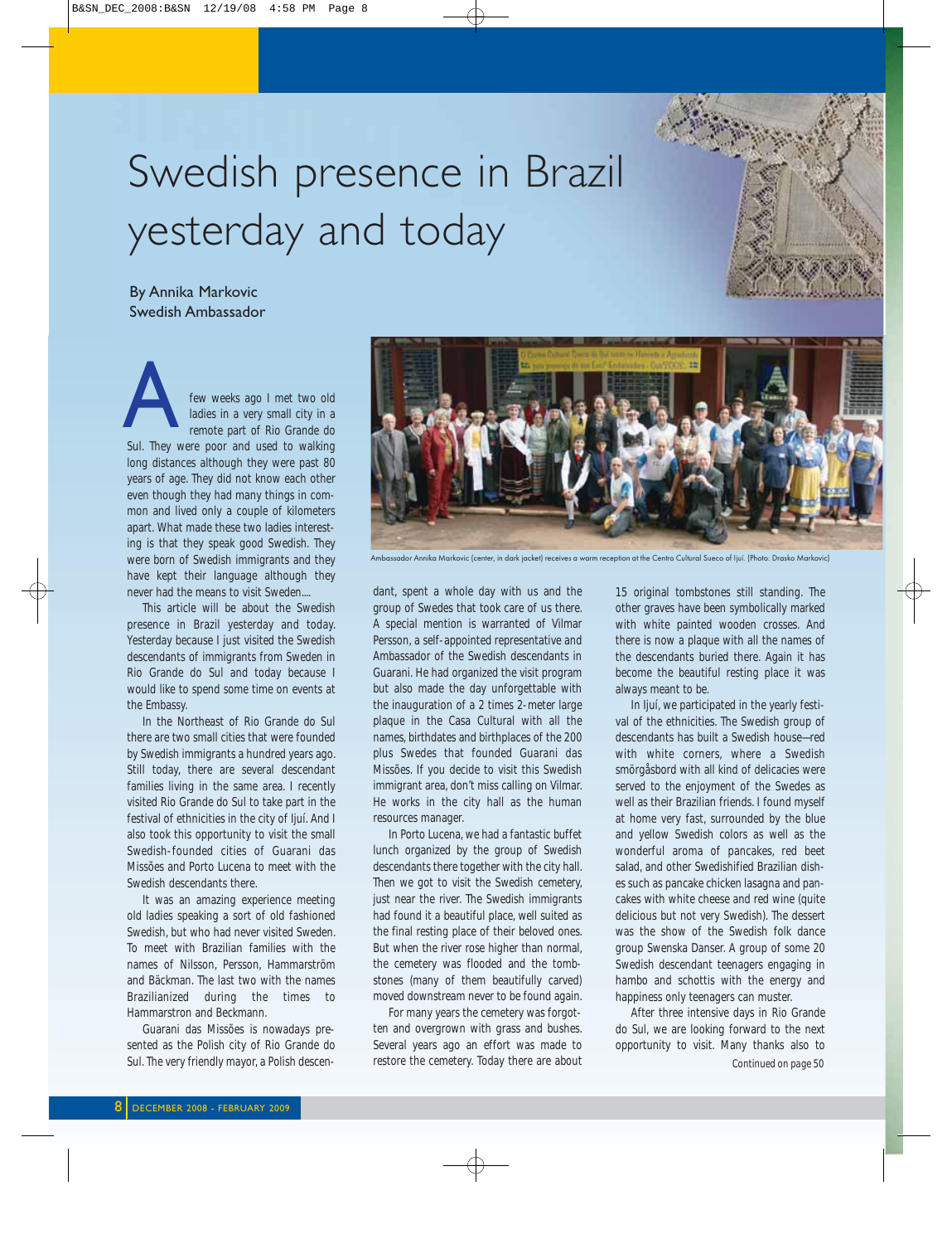# Swedish presence in Brazil yesterday and today

By Annika Markovic
Swedish Ambassador

A few weeks ago I met two old ladies in a very small city in a remote part of Rio Grande do Sul. They were poor and used to walking long distances although they were past 80 years of age. They did not know each other even though they had many things in common and lived only a couple of kilometers apart. What made these two ladies interesting is that they speak good Swedish. They were born of Swedish immigrants and they have kept their language although they never had the means to visit Sweden....

This article will be about the Swedish presence in Brazil yesterday and today. Yesterday because I just visited the Swedish descendants of immigrants from Sweden in Rio Grande do Sul and today because I would like to spend some time on events at the Embassy.

In the Northeast of Rio Grande do Sul there are two small cities that were founded by Swedish immigrants a hundred years ago. Still today, there are several descendant families living in the same area. I recently visited Rio Grande do Sul to take part in the festival of ethnicities in the city of Ijuí. And I also took this opportunity to visit the small Swedish-founded cities of Guarani das Missões and Porto Lucena to meet with the Swedish descendants there.

It was an amazing experience meeting old ladies speaking a sort of old fashioned Swedish, but who had never visited Sweden. To meet with Brazilian families with the names of Nilsson, Persson, Hammarström and Bäckman. The last two with the names Brazilianized during the times to Hammarstron and Beckmann.

Guarani das Missões is nowadays presented as the Polish city of Rio Grande do Sul. The very friendly mayor, a Polish descendant, spent a whole day with us and the group of Swedes that took care of us there. A special mention is warranted of Vilmar Persson, a self-appointed representative and Ambassador of the Swedish descendants in Guarani. He had organized the visit program but also made the day unforgettable with the inauguration of a 2 times 2-meter large plaque in the Casa Cultural with all the names, birthdates and birthplaces of the 200 plus Swedes that founded Guarani das Missões. If you decide to visit this Swedish immigrant area, don't miss calling on Vilmar. He works in the city hall as the human resources manager.

Ambassador Annika Markovic (center, in dark jacket) receives a warm reception at the Centro Cultural Sueco of Ijuí. (Photo: Drasko Markovic)

In Porto Lucena, we had a fantastic buffet lunch organized by the group of Swedish descendants there together with the city hall. Then we got to visit the Swedish cemetery, just near the river. The Swedish immigrants had found it a beautiful place, well suited as the final resting place of their beloved ones. But when the river rose higher than normal, the cemetery was flooded and the tombstones (many of them beautifully carved) moved downstream never to be found again.

For many years the cemetery was forgotten and overgrown with grass and bushes. Several years ago an effort was made to restore the cemetery. Today there are about 15 original tombstones still standing. The other graves have been symbolically marked with white painted wooden crosses. And there is now a plaque with all the names of the descendants buried there. Again it has become the beautiful resting place it was always meant to be.

In Ijuí, we participated in the yearly festival of the ethnicities. The Swedish group of descendants has built a Swedish house—red with white corners, where a Swedish smörgåsbord with all kind of delicacies were served to the enjoyment of the Swedes as well as their Brazilian friends. I found myself at home very fast, surrounded by the blue and yellow Swedish colors as well as the wonderful aroma of pancakes, red beet salad, and other Swedishified Brazilian dishes such as pancake chicken lasagna and pancakes with white cheese and red wine (quite delicious but not very Swedish). The dessert was the show of the Swedish folk dance group Swenska Danser. A group of some 20 Swedish descendant teenagers engaging in hambo and schottis with the energy and happiness only teenagers can muster.

After three intensive days in Rio Grande do Sul, we are looking forward to the next opportunity to visit. Many thanks also to

Continued on page 50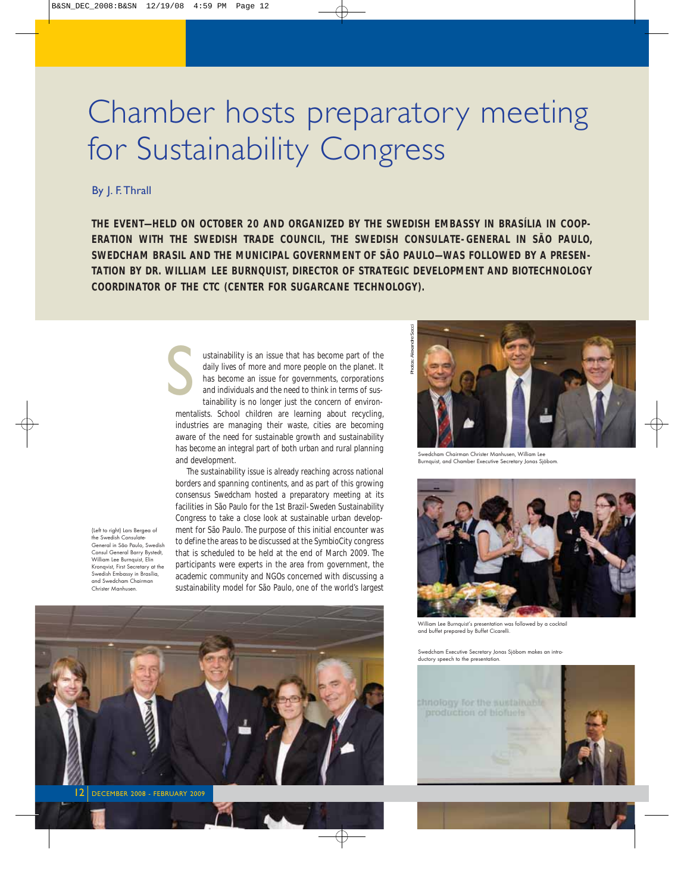# Chamber hosts preparatory meeting for Sustainability Congress

By J. F. Thrall

**THE EVENT—HELD ON OCTOBER 20 AND ORGANIZED BY THE SWEDISH EMBASSY IN BRASÍLIA IN COOPERATION WITH THE SWEDISH TRADE COUNCIL, THE SWEDISH CONSULATE-GENERAL IN SÃO PAULO, SWEDCHAM BRASIL AND THE MUNICIPAL GOVERNMENT OF SÃO PAULO—WAS FOLLOWED BY A PRESENTATION BY DR. WILLIAM LEE BURNQUIST, DIRECTOR OF STRATEGIC DEVELOPMENT AND BIOTECHNOLOGY COORDINATOR OF THE CTC (CENTER FOR SUGARCANE TECHNOLOGY).**

Sustainability is an issue that has become part of the daily lives of more and more people on the planet. It has become an issue for governments, corporations and individuals and the need to think in terms of sustainability is no longer just the concern of environmentalists. School children are learning about recycling, industries are managing their waste, cities are becoming aware of the need for sustainable growth and sustainability has become an integral part of both urban and rural planning and development.

The sustainability issue is already reaching across national borders and spanning continents, and as part of this growing consensus Swedcham hosted a preparatory meeting at its facilities in São Paulo for the 1st Brazil-Sweden Sustainability Congress to take a close look at sustainable urban development for São Paulo. The purpose of this initial encounter was to define the areas to be discussed at the SymbioCity congress that is scheduled to be held at the end of March 2009. The participants were experts in the area from government, the academic community and NGOs concerned with discussing a sustainability model for São Paulo, one of the world's largest

(Left to right) Lars Bergea of the Swedish Consulate-General in São Paulo, Swedish Consul General Barry Bystedt, William Lee Burnquist, Elin Kronqvist, First Secretary at the Swedish Embassy in Brasília, and Swedcham Chairman Christer Manhusen.

Photos: Alexandre Socci

Swedcham Chairman Christer Manhusen, William Lee Burnquist, and Chamber Executive Secretary Jonas Sjöbom.

William Lee Burnquist's presentation was followed by a cocktail and buffet prepared by Buffet Cicarelli.

Swedcham Executive Secretary Jonas Sjöbom makes an introductory speech to the presentation.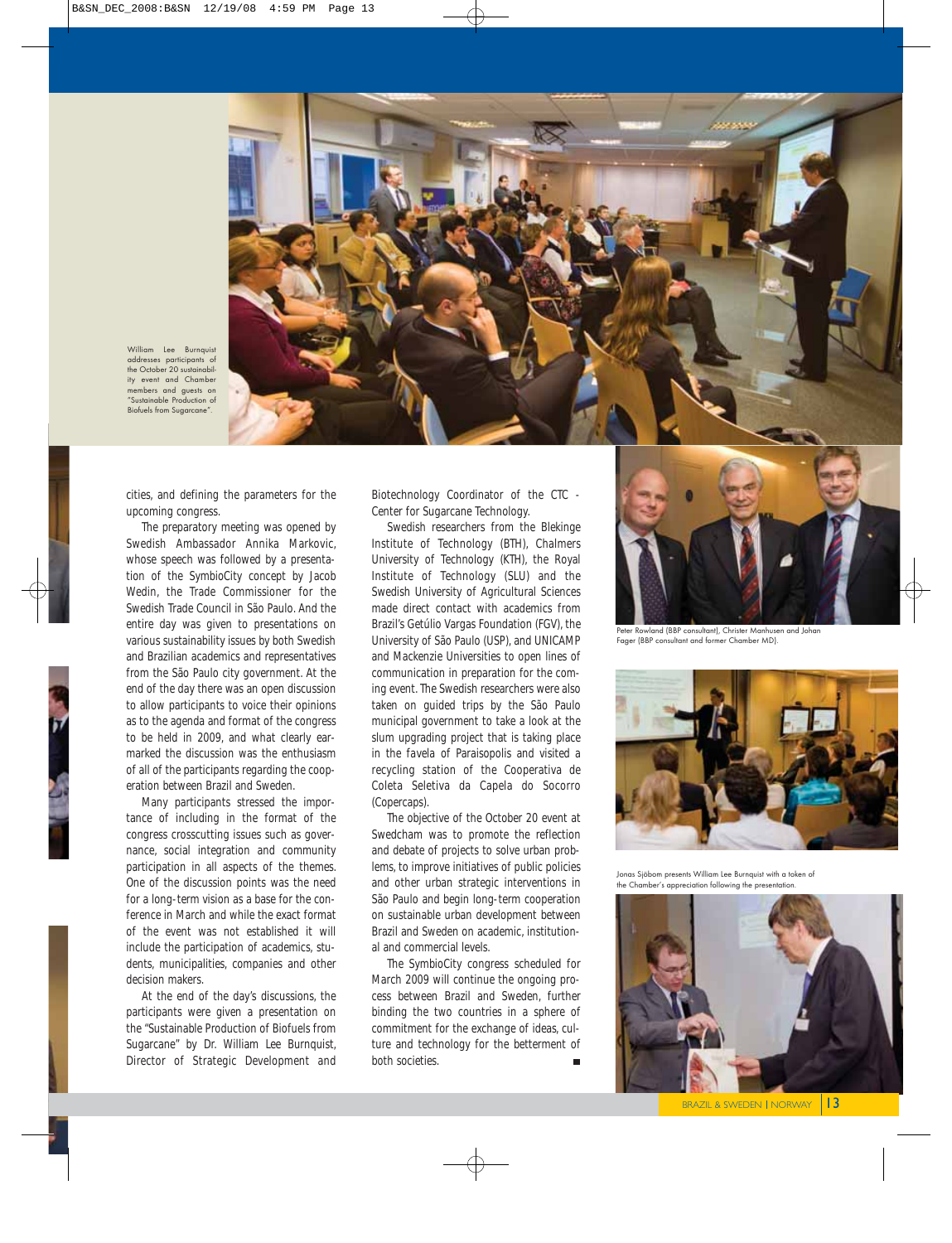William Lee Burnquist addresses participants of the October 20 sustainability event and Chamber members and guests on "Sustainable Production of Biofuels from Sugarcane".

cities, and defining the parameters for the upcoming congress.

The preparatory meeting was opened by Swedish Ambassador Annika Markovic, whose speech was followed by a presentation of the SymbioCity concept by Jacob Wedin, the Trade Commissioner for the Swedish Trade Council in São Paulo. And the entire day was given to presentations on various sustainability issues by both Swedish and Brazilian academics and representatives from the São Paulo city government. At the end of the day there was an open discussion to allow participants to voice their opinions as to the agenda and format of the congress to be held in 2009, and what clearly earmarked the discussion was the enthusiasm of all of the participants regarding the cooperation between Brazil and Sweden.

Many participants stressed the importance of including in the format of the congress crosscutting issues such as governance, social integration and community participation in all aspects of the themes. One of the discussion points was the need for a long-term vision as a base for the conference in March and while the exact format of the event was not established it will include the participation of academics, students, municipalities, companies and other decision makers.

At the end of the day's discussions, the participants were given a presentation on the "Sustainable Production of Biofuels from Sugarcane" by Dr. William Lee Burnquist, Director of Strategic Development and Biotechnology Coordinator of the CTC - Center for Sugarcane Technology.

Swedish researchers from the Blekinge Institute of Technology (BTH), Chalmers University of Technology (KTH), the Royal Institute of Technology (SLU) and the Swedish University of Agricultural Sciences made direct contact with academics from Brazil's Getúlio Vargas Foundation (FGV), the University of São Paulo (USP), and UNICAMP and Mackenzie Universities to open lines of communication in preparation for the coming event. The Swedish researchers were also taken on guided trips by the São Paulo municipal government to take a look at the slum upgrading project that is taking place in the *favela* of Paraisopolis and visited a recycling station of the Cooperativa de Coleta Seletiva da Capela do Socorro (Copercaps).

The objective of the October 20 event at Swedcham was to promote the reflection and debate of projects to solve urban problems, to improve initiatives of public policies and other urban strategic interventions in São Paulo and begin long-term cooperation on sustainable urban development between Brazil and Sweden on academic, institutional and commercial levels.

The SymbioCity congress scheduled for March 2009 will continue the ongoing process between Brazil and Sweden, further binding the two countries in a sphere of commitment for the exchange of ideas, culture and technology for the betterment of both societies. ■

Peter Rowland (BBP consultant), Christer Manhusen and Johan Fager (BBP consultant and former Chamber MD).

Jonas Sjöbom presents William Lee Burnquist with a token of the Chamber's appreciation following the presentation.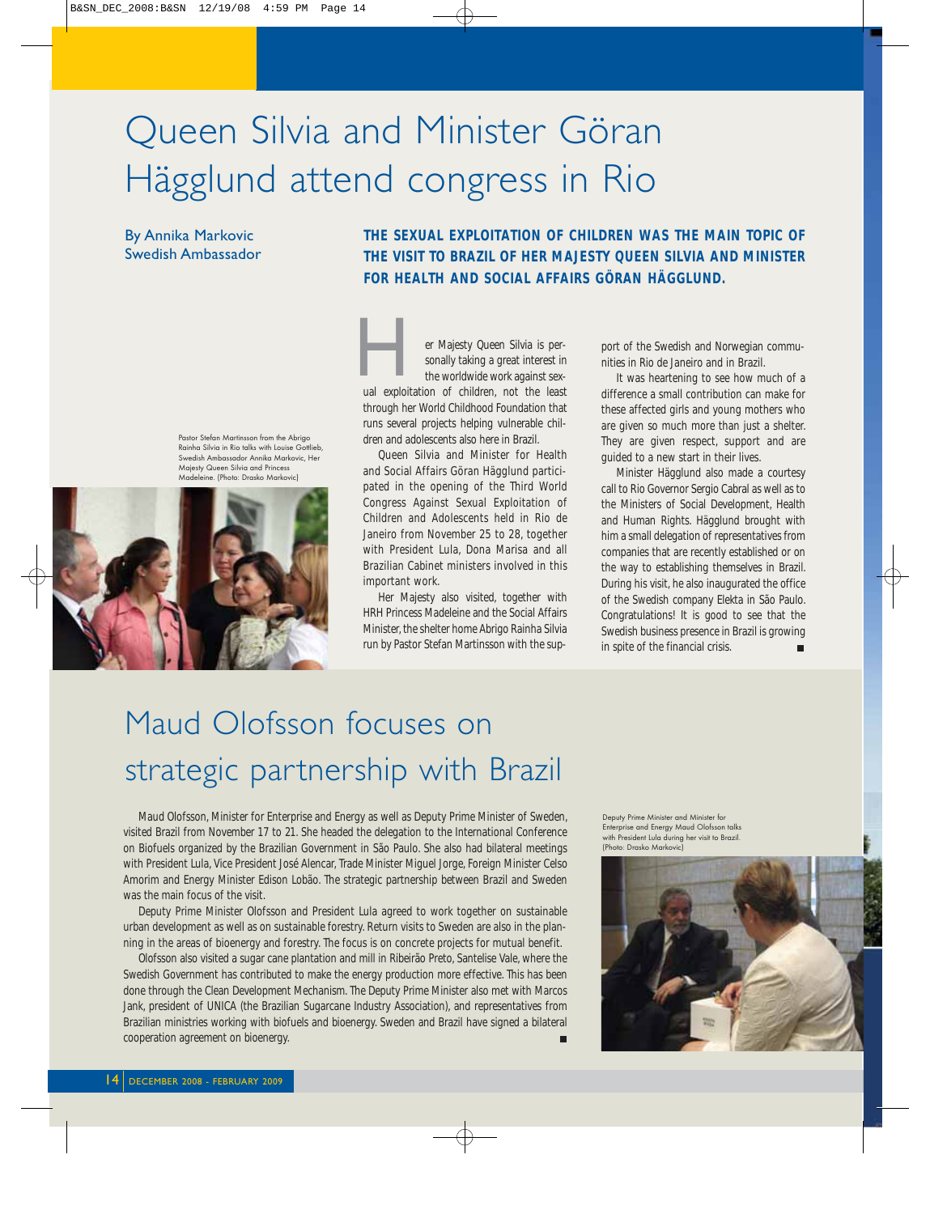# Queen Silvia and Minister Göran Hägglund attend congress in Rio

By Annika Markovic
Swedish Ambassador

**THE SEXUAL EXPLOITATION OF CHILDREN WAS THE MAIN TOPIC OF THE VISIT TO BRAZIL OF HER MAJESTY QUEEN SILVIA AND MINISTER FOR HEALTH AND SOCIAL AFFAIRS GÖRAN HÄGGLUND.**

Pastor Stefan Martinsson from the Abrigo Rainha Silvia in Rio talks with Louise Gottlieb, Swedish Ambassador Annika Markovic, Her Majesty Queen Silvia and Princess Madeleine. (Photo: Drasko Markovic)

Her Majesty Queen Silvia is personally taking a great interest in the worldwide work against sexual exploitation of children, not the least through her World Childhood Foundation that runs several projects helping vulnerable children and adolescents also here in Brazil.

Queen Silvia and Minister for Health and Social Affairs Göran Hägglund participated in the opening of the Third World Congress Against Sexual Exploitation of Children and Adolescents held in Rio de Janeiro from November 25 to 28, together with President Lula, Dona Marisa and all Brazilian Cabinet ministers involved in this important work.

Her Majesty also visited, together with HRH Princess Madeleine and the Social Affairs Minister, the shelter home Abrigo Rainha Silvia run by Pastor Stefan Martinsson with the support of the Swedish and Norwegian communities in Rio de Janeiro and in Brazil.

It was heartening to see how much of a difference a small contribution can make for these affected girls and young mothers who are given so much more than just a shelter. They are given respect, support and are guided to a new start in their lives.

Minister Hägglund also made a courtesy call to Rio Governor Sergio Cabral as well as to the Ministers of Social Development, Health and Human Rights. Hägglund brought with him a small delegation of representatives from companies that are recently established or on the way to establishing themselves in Brazil. During his visit, he also inaugurated the office of the Swedish company Elekta in São Paulo. Congratulations! It is good to see that the Swedish business presence in Brazil is growing in spite of the financial crisis.

# Maud Olofsson focuses on strategic partnership with Brazil

Maud Olofsson, Minister for Enterprise and Energy as well as Deputy Prime Minister of Sweden, visited Brazil from November 17 to 21. She headed the delegation to the International Conference on Biofuels organized by the Brazilian Government in São Paulo. She also had bilateral meetings with President Lula, Vice President José Alencar, Trade Minister Miguel Jorge, Foreign Minister Celso Amorim and Energy Minister Edison Lobão. The strategic partnership between Brazil and Sweden was the main focus of the visit.

Deputy Prime Minister Olofsson and President Lula agreed to work together on sustainable urban development as well as on sustainable forestry. Return visits to Sweden are also in the planning in the areas of bioenergy and forestry. The focus is on concrete projects for mutual benefit.

Olofsson also visited a sugar cane plantation and mill in Ribeirão Preto, Santelise Vale, where the Swedish Government has contributed to make the energy production more effective. This has been done through the Clean Development Mechanism. The Deputy Prime Minister also met with Marcos Jank, president of UNICA (the Brazilian Sugarcane Industry Association), and representatives from Brazilian ministries working with biofuels and bioenergy. Sweden and Brazil have signed a bilateral cooperation agreement on bioenergy.

Deputy Prime Minister and Minister for Enterprise and Energy Maud Olofsson talks with President Lula during her visit to Brazil. (Photo: Drasko Markovic)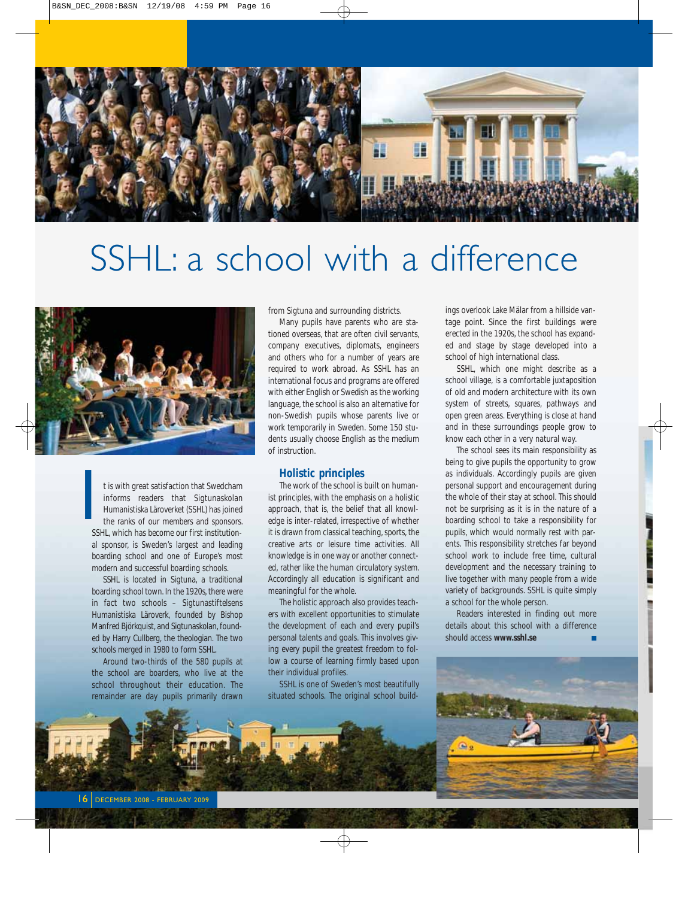# SSHL: a school with a difference

It is with great satisfaction that Swedcham informs readers that Sigtunaskolan Humanistiska Läroverket (SSHL) has joined the ranks of our members and sponsors. SSHL, which has become our first institutional sponsor, is Sweden's largest and leading boarding school and one of Europe's most modern and successful boarding schools.

SSHL is located in Sigtuna, a traditional boarding school town. In the 1920s, there were in fact two schools – Sigtunastiftelsens Humanistiska Läroverk, founded by Bishop Manfred Björkquist, and Sigtunaskolan, founded by Harry Cullberg, the theologian. The two schools merged in 1980 to form SSHL.

Around two-thirds of the 580 pupils at the school are boarders, who live at the school throughout their education. The remainder are day pupils primarily drawn from Sigtuna and surrounding districts.

Many pupils have parents who are stationed overseas, that are often civil servants, company executives, diplomats, engineers and others who for a number of years are required to work abroad. As SSHL has an international focus and programs are offered with either English or Swedish as the working language, the school is also an alternative for non-Swedish pupils whose parents live or work temporarily in Sweden. Some 150 students usually choose English as the medium of instruction.

## Holistic principles

The work of the school is built on humanist principles, with the emphasis on a holistic approach, that is, the belief that all knowledge is inter-related, irrespective of whether it is drawn from classical teaching, sports, the creative arts or leisure time activities. All knowledge is in one way or another connected, rather like the human circulatory system. Accordingly all education is significant and meaningful for the whole.

The holistic approach also provides teachers with excellent opportunities to stimulate the development of each and every pupil's personal talents and goals. This involves giving every pupil the greatest freedom to follow a course of learning firmly based upon their individual profiles.

SSHL is one of Sweden's most beautifully situated schools. The original school buildings overlook Lake Mälar from a hillside vantage point. Since the first buildings were erected in the 1920s, the school has expanded and stage by stage developed into a school of high international class.

SSHL, which one might describe as a school village, is a comfortable juxtaposition of old and modern architecture with its own system of streets, squares, pathways and open green areas. Everything is close at hand and in these surroundings people grow to know each other in a very natural way.

The school sees its main responsibility as being to give pupils the opportunity to grow as individuals. Accordingly pupils are given personal support and encouragement during the whole of their stay at school. This should not be surprising as it is in the nature of a boarding school to take a responsibility for pupils, which would normally rest with parents. This responsibility stretches far beyond school work to include free time, cultural development and the necessary training to live together with many people from a wide variety of backgrounds. SSHL is quite simply a school for the whole person.

Readers interested in finding out more details about this school with a difference should access **www.sshl.se**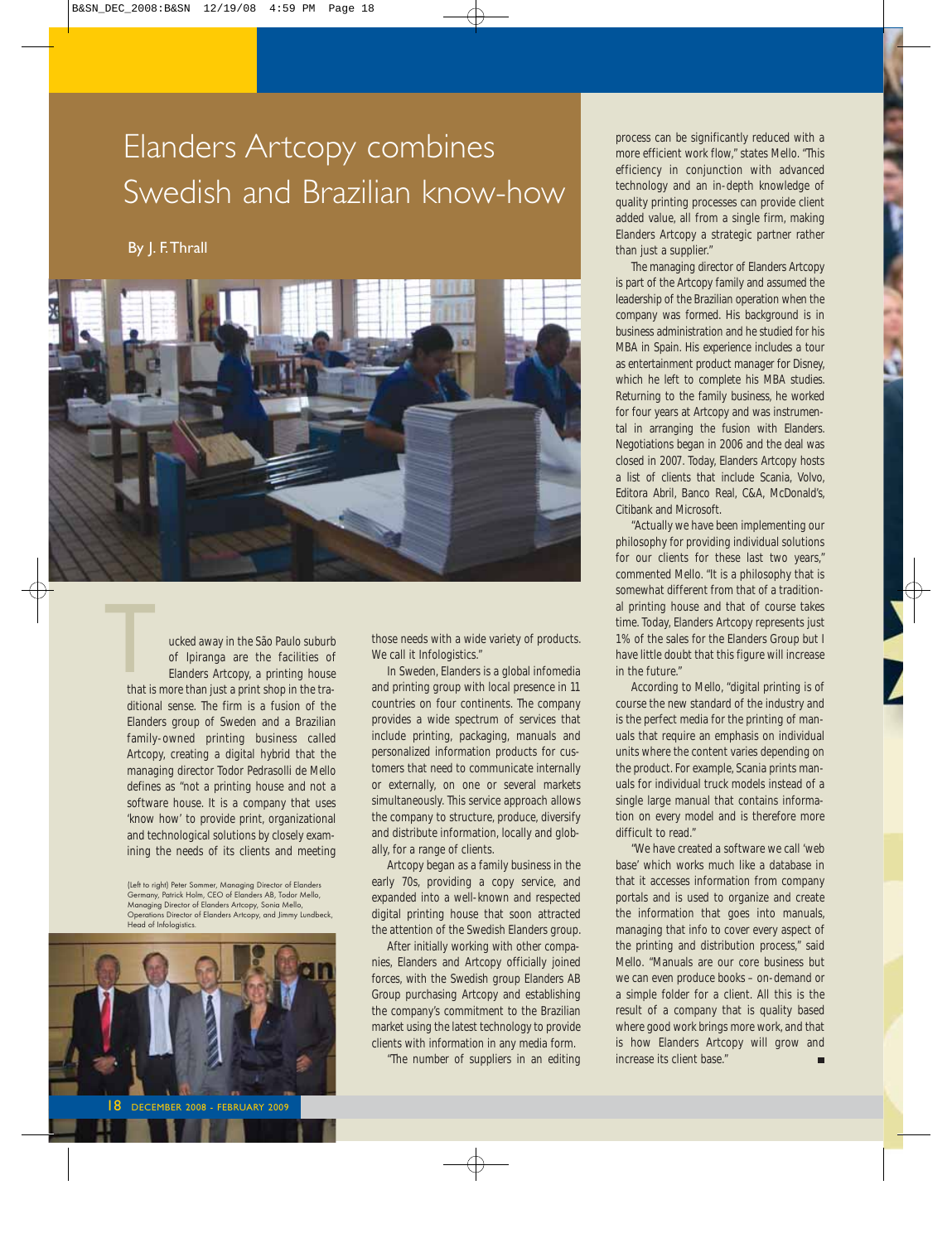# Elanders Artcopy combines Swedish and Brazilian know-how

By J. F. Thrall

Tucked away in the São Paulo suburb of Ipiranga are the facilities of Elanders Artcopy, a printing house that is more than just a print shop in the traditional sense. The firm is a fusion of the Elanders group of Sweden and a Brazilian family-owned printing business called Artcopy, creating a digital hybrid that the managing director Todor Pedrasolli de Mello defines as "not a printing house and not a software house. It is a company that uses 'know how' to provide print, organizational and technological solutions by closely examining the needs of its clients and meeting those needs with a wide variety of products. We call it Infologistics."

(Left to right) Peter Sommer, Managing Director of Elanders Germany, Patrick Holm, CEO of Elanders AB, Todor Mello, Managing Director of Elanders Artcopy, Sonia Mello, Operations Director of Elanders Artcopy, and Jimmy Lundbeck, Head of Infologistics.

In Sweden, Elanders is a global infomedia and printing group with local presence in 11 countries on four continents. The company provides a wide spectrum of services that include printing, packaging, manuals and personalized information products for customers that need to communicate internally or externally, on one or several markets simultaneously. This service approach allows the company to structure, produce, diversify and distribute information, locally and globally, for a range of clients.

Artcopy began as a family business in the early 70s, providing a copy service, and expanded into a well-known and respected digital printing house that soon attracted the attention of the Swedish Elanders group.

After initially working with other companies, Elanders and Artcopy officially joined forces, with the Swedish group Elanders AB Group purchasing Artcopy and establishing the company's commitment to the Brazilian market using the latest technology to provide clients with information in any media form.

"The number of suppliers in an editing process can be significantly reduced with a more efficient work flow," states Mello. "This efficiency in conjunction with advanced technology and an in-depth knowledge of quality printing processes can provide client added value, all from a single firm, making Elanders Artcopy a strategic partner rather than just a supplier."

The managing director of Elanders Artcopy is part of the Artcopy family and assumed the leadership of the Brazilian operation when the company was formed. His background is in business administration and he studied for his MBA in Spain. His experience includes a tour as entertainment product manager for Disney, which he left to complete his MBA studies. Returning to the family business, he worked for four years at Artcopy and was instrumental in arranging the fusion with Elanders. Negotiations began in 2006 and the deal was closed in 2007. Today, Elanders Artcopy hosts a list of clients that include Scania, Volvo, Editora Abril, Banco Real, C&A, McDonald's, Citibank and Microsoft.

"Actually we have been implementing our philosophy for providing individual solutions for our clients for these last two years," commented Mello. "It is a philosophy that is somewhat different from that of a traditional printing house and that of course takes time. Today, Elanders Artcopy represents just 1% of the sales for the Elanders Group but I have little doubt that this figure will increase in the future."

According to Mello, "digital printing is of course the new standard of the industry and is the perfect media for the printing of manuals that require an emphasis on individual units where the content varies depending on the product. For example, Scania prints manuals for individual truck models instead of a single large manual that contains information on every model and is therefore more difficult to read."

"We have created a software we call 'web base' which works much like a database in that it accesses information from company portals and is used to organize and create the information that goes into manuals, managing that info to cover every aspect of the printing and distribution process," said Mello. "Manuals are our core business but we can even produce books – on-demand or a simple folder for a client. All this is the result of a company that is quality based where good work brings more work, and that is how Elanders Artcopy will grow and increase its client base."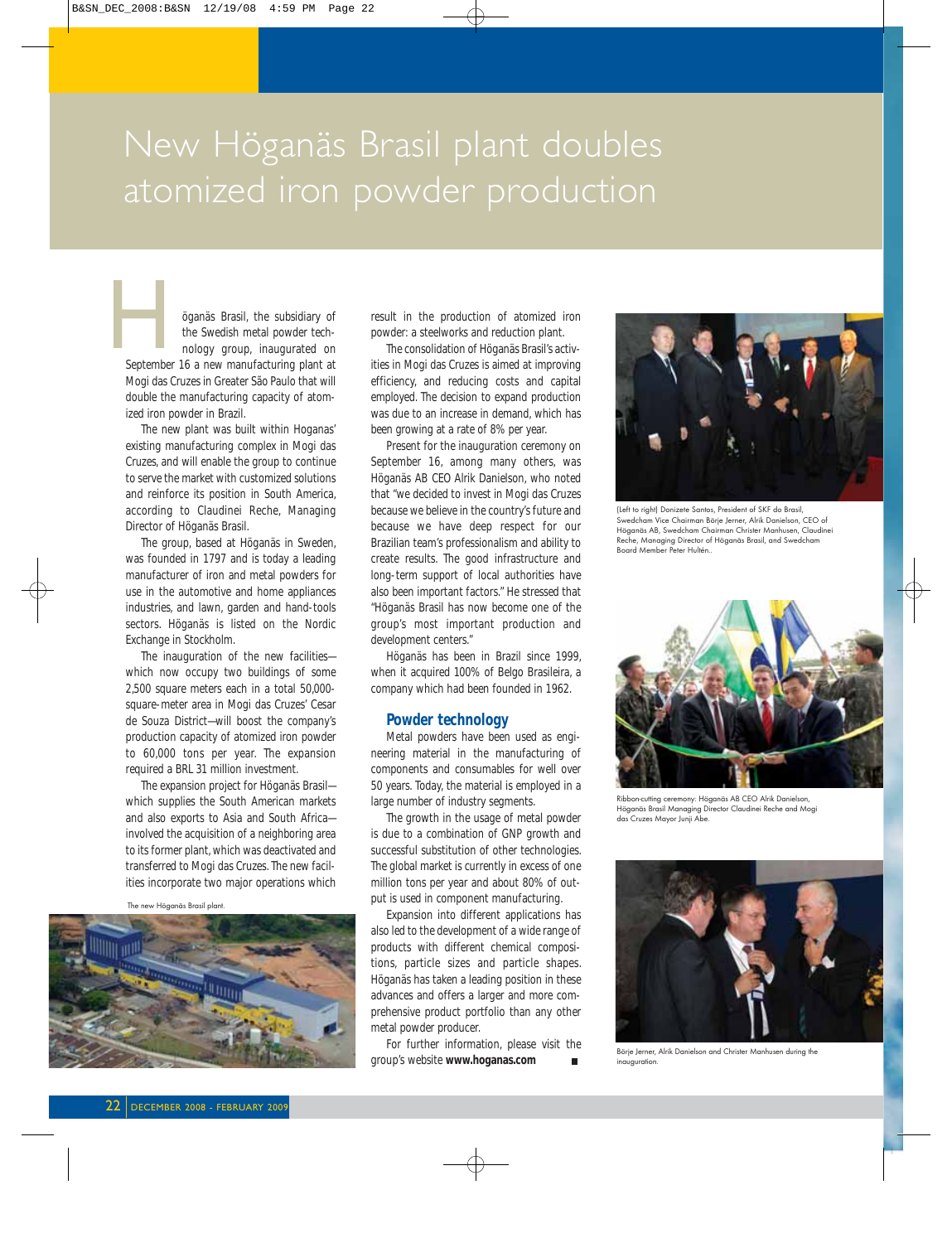# New Höganäs Brasil plant doubles atomized iron powder production

Höganäs Brasil, the subsidiary of the Swedish metal powder technology group, inaugurated on September 16 a new manufacturing plant at Mogi das Cruzes in Greater São Paulo that will double the manufacturing capacity of atomized iron powder in Brazil.

The new plant was built within Hoganas' existing manufacturing complex in Mogi das Cruzes, and will enable the group to continue to serve the market with customized solutions and reinforce its position in South America, according to Claudinei Reche, Managing Director of Höganäs Brasil.

The group, based at Höganäs in Sweden, was founded in 1797 and is today a leading manufacturer of iron and metal powders for use in the automotive and home appliances industries, and lawn, garden and hand-tools sectors. Höganäs is listed on the Nordic Exchange in Stockholm.

The inauguration of the new facilities—which now occupy two buildings of some 2,500 square meters each in a total 50,000-square-meter area in Mogi das Cruzes' Cesar de Souza District—will boost the company's production capacity of atomized iron powder to 60,000 tons per year. The expansion required a BRL 31 million investment.

The expansion project for Höganäs Brasil—which supplies the South American markets and also exports to Asia and South Africa—involved the acquisition of a neighboring area to its former plant, which was deactivated and transferred to Mogi das Cruzes. The new facilities incorporate two major operations which result in the production of atomized iron powder: a steelworks and reduction plant.

The new Höganäs Brasil plant.

The consolidation of Höganäs Brasil's activities in Mogi das Cruzes is aimed at improving efficiency, and reducing costs and capital employed. The decision to expand production was due to an increase in demand, which has been growing at a rate of 8% per year.

Present for the inauguration ceremony on September 16, among many others, was Höganäs AB CEO Alrik Danielson, who noted that "we decided to invest in Mogi das Cruzes because we believe in the country's future and because we have deep respect for our Brazilian team's professionalism and ability to create results. The good infrastructure and long-term support of local authorities have also been important factors." He stressed that "Höganäs Brasil has now become one of the group's most important production and development centers."

Höganäs has been in Brazil since 1999, when it acquired 100% of Belgo Brasileira, a company which had been founded in 1962.

## Powder technology

Metal powders have been used as engineering material in the manufacturing of components and consumables for well over 50 years. Today, the material is employed in a large number of industry segments.

The growth in the usage of metal powder is due to a combination of GNP growth and successful substitution of other technologies. The global market is currently in excess of one million tons per year and about 80% of output is used in component manufacturing.

Expansion into different applications has also led to the development of a wide range of products with different chemical compositions, particle sizes and particle shapes. Höganäs has taken a leading position in these advances and offers a larger and more comprehensive product portfolio than any other metal powder producer.

For further information, please visit the group's website **www.hoganas.com**

(Left to right) Donizete Santos, President of SKF do Brasil, Swedcham Vice Chairman Börje Jerner, Alrik Danielson, CEO of Höganäs AB, Swedcham Chairman Christer Manhusen, Claudinei Reche, Managing Director of Höganäs Brasil, and Swedcham Board Member Peter Hultén..

Ribbon-cutting ceremony: Höganäs AB CEO Alrik Danielson, Höganäs Brasil Managing Director Claudinei Reche and Mogi das Cruzes Mayor Junji Abe.

Börje Jerner, Alrik Danielson and Christer Manhusen during the inauguration.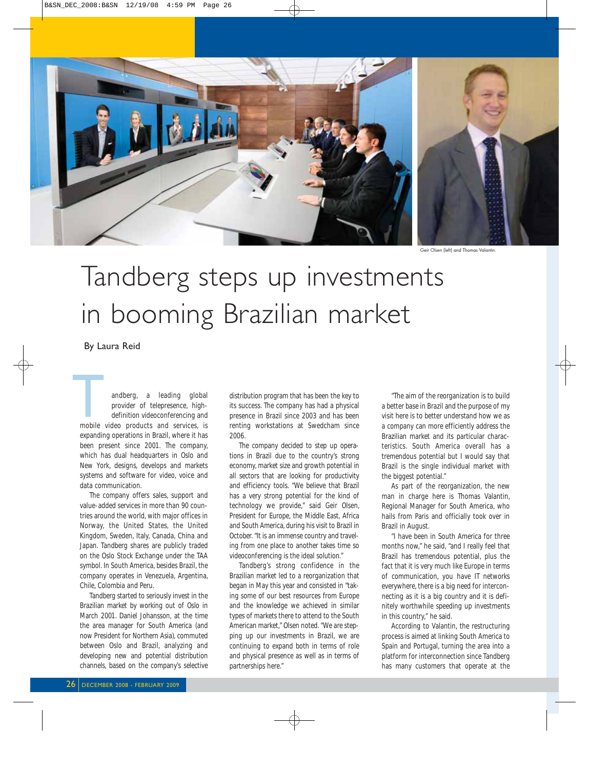Geir Olsen (left) and Thomas Valantin.

# Tandberg steps up investments in booming Brazilian market

By Laura Reid

Tandberg, a leading global provider of telepresence, high-definition videoconferencing and mobile video products and services, is expanding operations in Brazil, where it has been present since 2001. The company, which has dual headquarters in Oslo and New York, designs, develops and markets systems and software for video, voice and data communication.

The company offers sales, support and value-added services in more than 90 countries around the world, with major offices in Norway, the United States, the United Kingdom, Sweden, Italy, Canada, China and Japan. Tandberg shares are publicly traded on the Oslo Stock Exchange under the TAA symbol. In South America, besides Brazil, the company operates in Venezuela, Argentina, Chile, Colombia and Peru.

Tandberg started to seriously invest in the Brazilian market by working out of Oslo in March 2001. Daniel Johansson, at the time the area manager for South America (and now President for Northern Asia), commuted between Oslo and Brazil, analyzing and developing new and potential distribution channels, based on the company's selective distribution program that has been the key to its success. The company has had a physical presence in Brazil since 2003 and has been renting workstations at Swedcham since 2006.

The company decided to step up operations in Brazil due to the country's strong economy, market size and growth potential in all sectors that are looking for productivity and efficiency tools. "We believe that Brazil has a very strong potential for the kind of technology we provide," said Geir Olsen, President for Europe, the Middle East, Africa and South America, during his visit to Brazil in October. "It is an immense country and traveling from one place to another takes time so videoconferencing is the ideal solution."

Tandberg's strong confidence in the Brazilian market led to a reorganization that began in May this year and consisted in "taking some of our best resources from Europe and the knowledge we achieved in similar types of markets there to attend to the South American market," Olsen noted. "We are stepping up our investments in Brazil, we are continuing to expand both in terms of role and physical presence as well as in terms of partnerships here."

"The aim of the reorganization is to build a better base in Brazil and the purpose of my visit here is to better understand how we as a company can more efficiently address the Brazilian market and its particular characteristics. South America overall has a tremendous potential but I would say that Brazil is the single individual market with the biggest potential."

As part of the reorganization, the new man in charge here is Thomas Valantin, Regional Manager for South America, who hails from Paris and officially took over in Brazil in August.

"I have been in South America for three months now," he said, "and I really feel that Brazil has tremendous potential, plus the fact that it is very much like Europe in terms of communication, you have IT networks everywhere, there is a big need for interconnecting as it is a big country and it is definitely worthwhile speeding up investments in this country," he said.

According to Valantin, the restructuring process is aimed at linking South America to Spain and Portugal, turning the area into a platform for interconnection since Tandberg has many customers that operate at the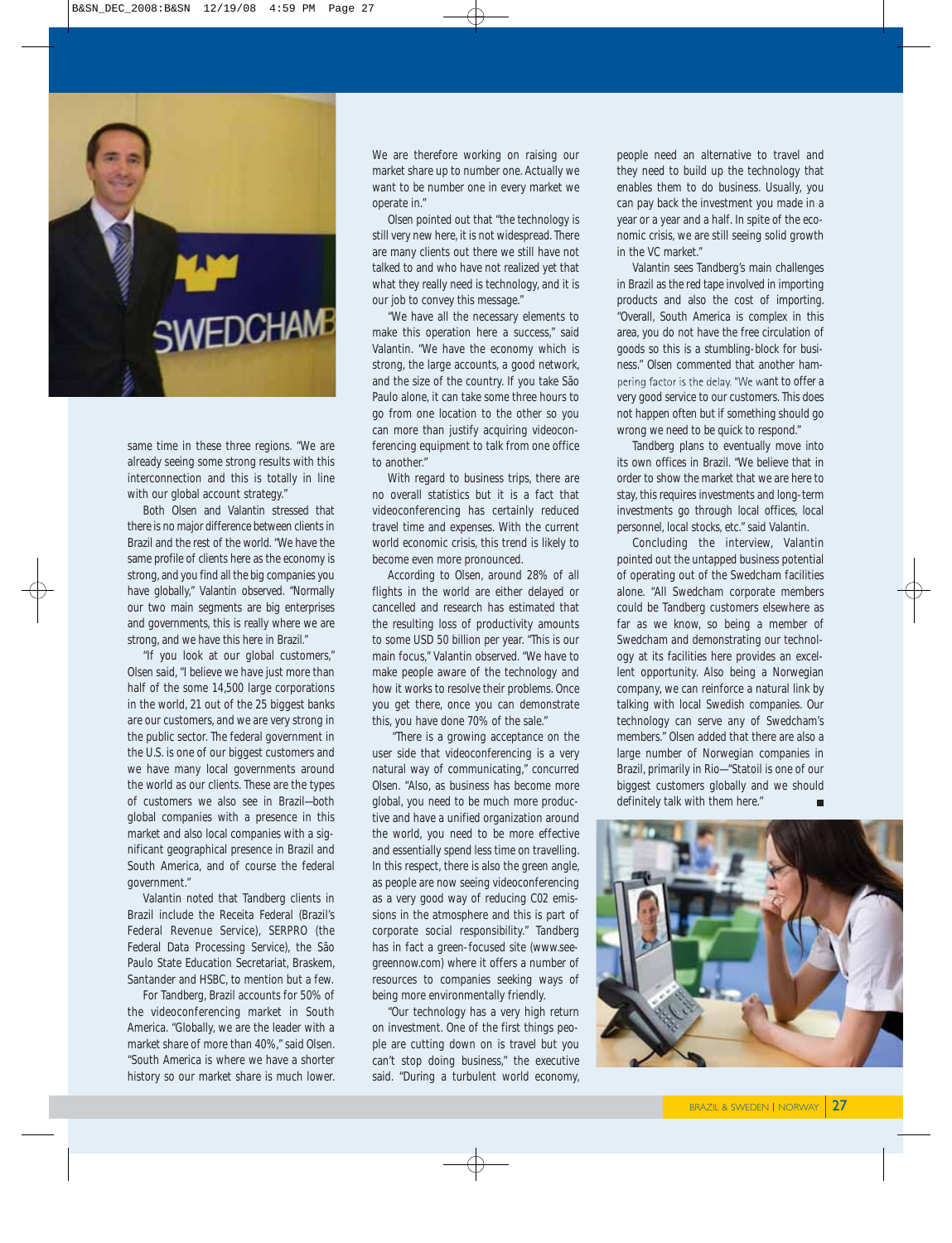same time in these three regions. "We are already seeing some strong results with this interconnection and this is totally in line with our global account strategy."

Both Olsen and Valantin stressed that there is no major difference between clients in Brazil and the rest of the world. "We have the same profile of clients here as the economy is strong, and you find all the big companies you have globally," Valantin observed. "Normally our two main segments are big enterprises and governments, this is really where we are strong, and we have this here in Brazil."

"If you look at our global customers," Olsen said, "I believe we have just more than half of the some 14,500 large corporations in the world, 21 out of the 25 biggest banks are our customers, and we are very strong in the public sector. The federal government in the U.S. is one of our biggest customers and we have many local governments around the world as our clients. These are the types of customers we also see in Brazil—both global companies with a presence in this market and also local companies with a significant geographical presence in Brazil and South America, and of course the federal government."

Valantin noted that Tandberg clients in Brazil include the Receita Federal (Brazil's Federal Revenue Service), SERPRO (the Federal Data Processing Service), the São Paulo State Education Secretariat, Braskem, Santander and HSBC, to mention but a few.

For Tandberg, Brazil accounts for 50% of the videoconferencing market in South America. "Globally, we are the leader with a market share of more than 40%," said Olsen. "South America is where we have a shorter history so our market share is much lower. We are therefore working on raising our market share up to number one. Actually we want to be number one in every market we operate in."

Olsen pointed out that "the technology is still very new here, it is not widespread. There are many clients out there we still have not talked to and who have not realized yet that what they really need is technology, and it is our job to convey this message."

"We have all the necessary elements to make this operation here a success," said Valantin. "We have the economy which is strong, the large accounts, a good network, and the size of the country. If you take São Paulo alone, it can take some three hours to go from one location to the other so you can more than justify acquiring videoconferencing equipment to talk from one office to another."

With regard to business trips, there are no overall statistics but it is a fact that videoconferencing has certainly reduced travel time and expenses. With the current world economic crisis, this trend is likely to become even more pronounced.

According to Olsen, around 28% of all flights in the world are either delayed or cancelled and research has estimated that the resulting loss of productivity amounts to some USD 50 billion per year. "This is our main focus," Valantin observed. "We have to make people aware of the technology and how it works to resolve their problems. Once you get there, once you can demonstrate this, you have done 70% of the sale."

"There is a growing acceptance on the user side that videoconferencing is a very natural way of communicating," concurred Olsen. "Also, as business has become more global, you need to be much more productive and have a unified organization around the world, you need to be more effective and essentially spend less time on travelling. In this respect, there is also the green angle, as people are now seeing videoconferencing as a very good way of reducing C02 emissions in the atmosphere and this is part of corporate social responsibility." Tandberg has in fact a green-focused site (www.seegreennow.com) where it offers a number of resources to companies seeking ways of being more environmentally friendly.

"Our technology has a very high return on investment. One of the first things people are cutting down on is travel but you can't stop doing business," the executive said. "During a turbulent world economy, people need an alternative to travel and they need to build up the technology that enables them to do business. Usually, you can pay back the investment you made in a year or a year and a half. In spite of the economic crisis, we are still seeing solid growth in the VC market."

Valantin sees Tandberg's main challenges in Brazil as the red tape involved in importing products and also the cost of importing. "Overall, South America is complex in this area, you do not have the free circulation of goods so this is a stumbling-block for business." Olsen commented that another hampering factor is the delay. "We want to offer a very good service to our customers. This does not happen often but if something should go wrong we need to be quick to respond."

Tandberg plans to eventually move into its own offices in Brazil. "We believe that in order to show the market that we are here to stay, this requires investments and long-term investments go through local offices, local personnel, local stocks, etc." said Valantin.

Concluding the interview, Valantin pointed out the untapped business potential of operating out of the Swedcham facilities alone. "All Swedcham corporate members could be Tandberg customers elsewhere as far as we know, so being a member of Swedcham and demonstrating our technology at its facilities here provides an excellent opportunity. Also being a Norwegian company, we can reinforce a natural link by talking with local Swedish companies. Our technology can serve any of Swedcham's members." Olsen added that there are also a large number of Norwegian companies in Brazil, primarily in Rio—"Statoil is one of our biggest customers globally and we should definitely talk with them here." ■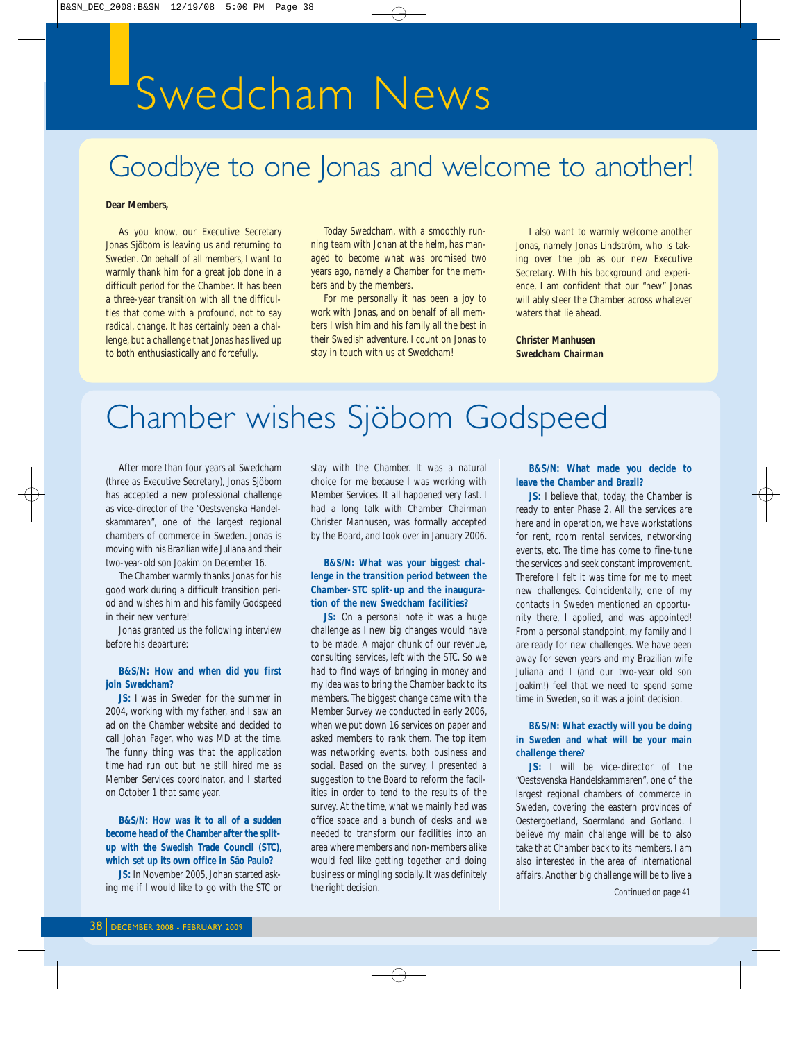# Swedcham News

## Goodbye to one Jonas and welcome to another!

**Dear Members,**

As you know, our Executive Secretary Jonas Sjöbom is leaving us and returning to Sweden. On behalf of all members, I want to warmly thank him for a great job done in a difficult period for the Chamber. It has been a three-year transition with all the difficulties that come with a profound, not to say radical, change. It has certainly been a challenge, but a challenge that Jonas has lived up to both enthusiastically and forcefully.

Today Swedcham, with a smoothly running team with Johan at the helm, has managed to become what was promised two years ago, namely a Chamber for the members and by the members.

For me personally it has been a joy to work with Jonas, and on behalf of all members I wish him and his family all the best in their Swedish adventure. I count on Jonas to stay in touch with us at Swedcham!

I also want to warmly welcome another Jonas, namely Jonas Lindström, who is taking over the job as our new Executive Secretary. With his background and experience, I am confident that our "new" Jonas will ably steer the Chamber across whatever waters that lie ahead.

**Christer Manhusen**
**Swedcham Chairman**

## Chamber wishes Sjöbom Godspeed

After more than four years at Swedcham (three as Executive Secretary), Jonas Sjöbom has accepted a new professional challenge as vice-director of the "Oestsvenska Handelskammaren", one of the largest regional chambers of commerce in Sweden. Jonas is moving with his Brazilian wife Juliana and their two-year-old son Joakim on December 16.

The Chamber warmly thanks Jonas for his good work during a difficult transition period and wishes him and his family Godspeed in their new venture!

Jonas granted us the following interview before his departure:

**B&S/N: How and when did you first join Swedcham?**

**JS:** I was in Sweden for the summer in 2004, working with my father, and I saw an ad on the Chamber website and decided to call Johan Fager, who was MD at the time. The funny thing was that the application time had run out but he still hired me as Member Services coordinator, and I started on October 1 that same year.

**B&S/N: How was it to all of a sudden become head of the Chamber after the split-up with the Swedish Trade Council (STC), which set up its own office in São Paulo?**

**JS:** In November 2005, Johan started asking me if I would like to go with the STC or stay with the Chamber. It was a natural choice for me because I was working with Member Services. It all happened very fast. I had a long talk with Chamber Chairman Christer Manhusen, was formally accepted by the Board, and took over in January 2006.

**B&S/N: What was your biggest challenge in the transition period between the Chamber-STC split-up and the inauguration of the new Swedcham facilities?**

**JS:** On a personal note it was a huge challenge as I new big changes would have to be made. A major chunk of our revenue, consulting services, left with the STC. So we had to fInd ways of bringing in money and my idea was to bring the Chamber back to its members. The biggest change came with the Member Survey we conducted in early 2006, when we put down 16 services on paper and asked members to rank them. The top item was networking events, both business and social. Based on the survey, I presented a suggestion to the Board to reform the facilities in order to tend to the results of the survey. At the time, what we mainly had was office space and a bunch of desks and we needed to transform our facilities into an area where members and non-members alike would feel like getting together and doing business or mingling socially. It was definitely the right decision.

**B&S/N: What made you decide to leave the Chamber and Brazil?**

**JS:** I believe that, today, the Chamber is ready to enter Phase 2. All the services are here and in operation, we have workstations for rent, room rental services, networking events, etc. The time has come to fine-tune the services and seek constant improvement. Therefore I felt it was time for me to meet new challenges. Coincidentally, one of my contacts in Sweden mentioned an opportunity there, I applied, and was appointed! From a personal standpoint, my family and I are ready for new challenges. We have been away for seven years and my Brazilian wife Juliana and I (and our two-year old son Joakim!) feel that we need to spend some time in Sweden, so it was a joint decision.

**B&S/N: What exactly will you be doing in Sweden and what will be your main challenge there?**

**JS:** I will be vice-director of the "Oestsvenska Handelskammaren", one of the largest regional chambers of commerce in Sweden, covering the eastern provinces of Oestergoetland, Soermland and Gotland. I believe my main challenge will be to also take that Chamber back to its members. I am also interested in the area of international affairs. Another big challenge will be to live a

Continued on page 41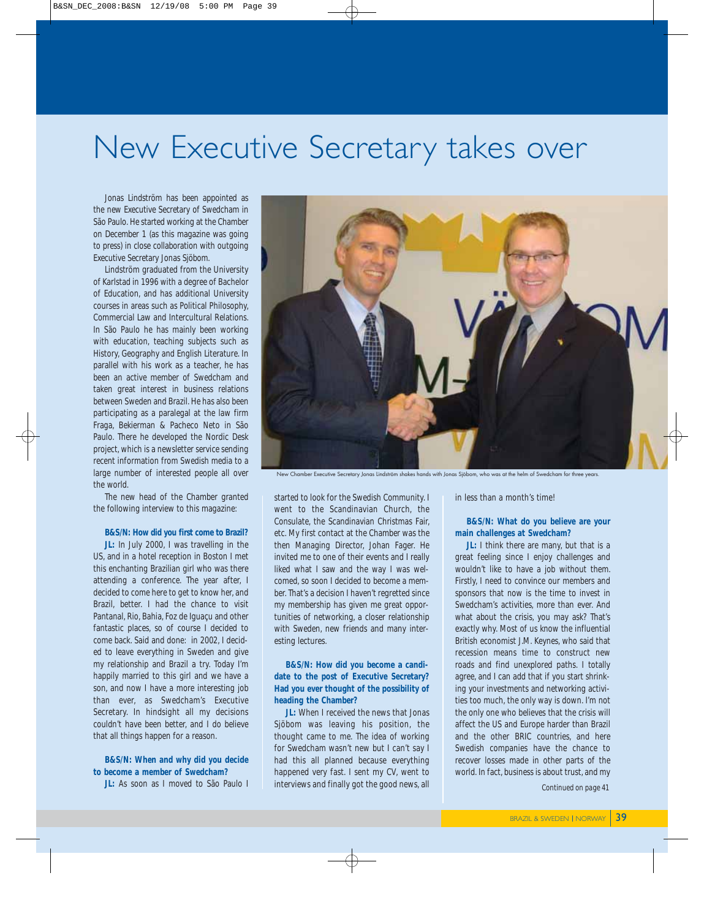# New Executive Secretary takes over

Jonas Lindström has been appointed as the new Executive Secretary of Swedcham in São Paulo. He started working at the Chamber on December 1 (as this magazine was going to press) in close collaboration with outgoing Executive Secretary Jonas Sjöbom.

Lindström graduated from the University of Karlstad in 1996 with a degree of Bachelor of Education, and has additional University courses in areas such as Political Philosophy, Commercial Law and Intercultural Relations. In São Paulo he has mainly been working with education, teaching subjects such as History, Geography and English Literature. In parallel with his work as a teacher, he has been an active member of Swedcham and taken great interest in business relations between Sweden and Brazil. He has also been participating as a paralegal at the law firm Fraga, Bekierman & Pacheco Neto in São Paulo. There he developed the Nordic Desk project, which is a newsletter service sending recent information from Swedish media to a large number of interested people all over the world.

The new head of the Chamber granted the following interview to this magazine:

New Chamber Executive Secretary Jonas Lindström shakes hands with Jonas Sjöbom, who was at the helm of Swedcham for three years.

**B&S/N: How did you first come to Brazil?**

**JL:** In July 2000, I was travelling in the US, and in a hotel reception in Boston I met this enchanting Brazilian girl who was there attending a conference. The year after, I decided to come here to get to know her, and Brazil, better. I had the chance to visit Pantanal, Rio, Bahia, Foz de Iguaçu and other fantastic places, so of course I decided to come back. Said and done: in 2002, I decided to leave everything in Sweden and give my relationship and Brazil a try. Today I'm happily married to this girl and we have a son, and now I have a more interesting job than ever, as Swedcham's Executive Secretary. In hindsight all my decisions couldn't have been better, and I do believe that all things happen for a reason.

**B&S/N: When and why did you decide to become a member of Swedcham?**

**JL:** As soon as I moved to São Paulo I started to look for the Swedish Community. I went to the Scandinavian Church, the Consulate, the Scandinavian Christmas Fair, etc. My first contact at the Chamber was the then Managing Director, Johan Fager. He invited me to one of their events and I really liked what I saw and the way I was welcomed, so soon I decided to become a member. That's a decision I haven't regretted since my membership has given me great opportunities of networking, a closer relationship with Sweden, new friends and many interesting lectures.

**B&S/N: How did you become a candidate to the post of Executive Secretary? Had you ever thought of the possibility of heading the Chamber?**

**JL:** When I received the news that Jonas Sjöbom was leaving his position, the thought came to me. The idea of working for Swedcham wasn't new but I can't say I had this all planned because everything happened very fast. I sent my CV, went to interviews and finally got the good news, all in less than a month's time!

**B&S/N: What do you believe are your main challenges at Swedcham?**

**JL:** I think there are many, but that is a great feeling since I enjoy challenges and wouldn't like to have a job without them. Firstly, I need to convince our members and sponsors that now is the time to invest in Swedcham's activities, more than ever. And what about the crisis, you may ask? That's exactly why. Most of us know the influential British economist J.M. Keynes, who said that recession means time to construct new roads and find unexplored paths. I totally agree, and I can add that if you start shrinking your investments and networking activities too much, the only way is down. I'm not the only one who believes that the crisis will affect the US and Europe harder than Brazil and the other BRIC countries, and here Swedish companies have the chance to recover losses made in other parts of the world. In fact, business is about trust, and my

Continued on page 41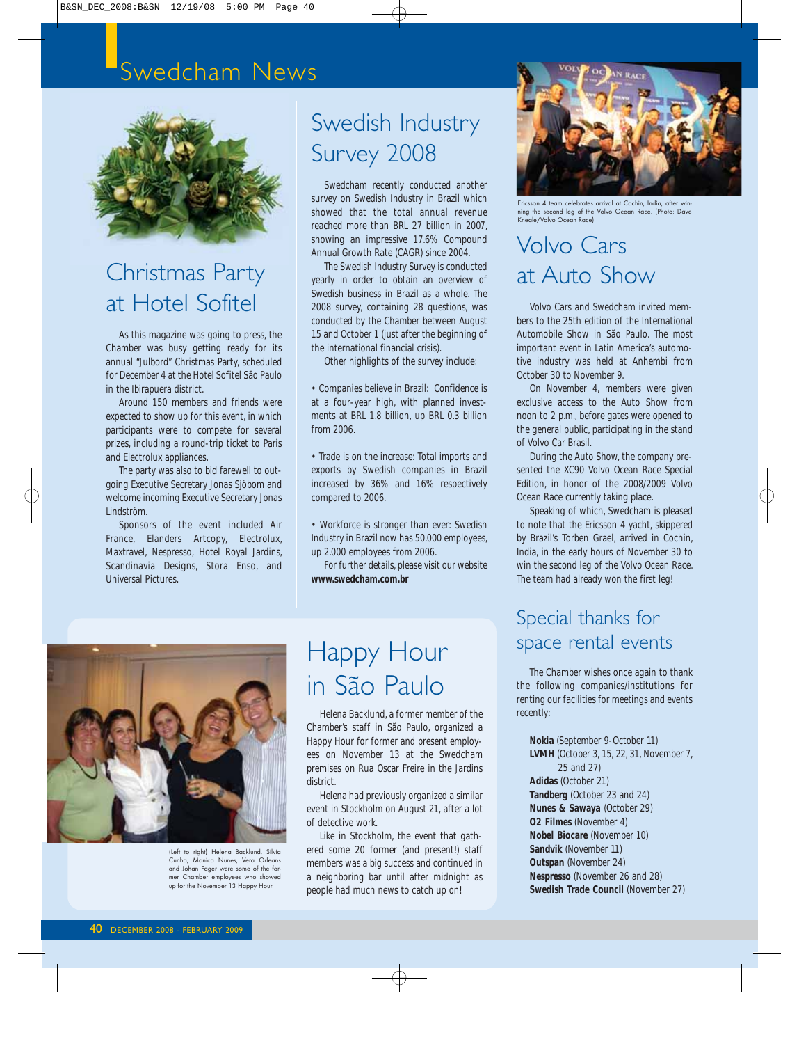# Swedcham News

## Christmas Party at Hotel Sofitel

As this magazine was going to press, the Chamber was busy getting ready for its annual "Julbord" Christmas Party, scheduled for December 4 at the Hotel Sofitel São Paulo in the Ibirapuera district.

Around 150 members and friends were expected to show up for this event, in which participants were to compete for several prizes, including a round-trip ticket to Paris and Electrolux appliances.

The party was also to bid farewell to outgoing Executive Secretary Jonas Sjöbom and welcome incoming Executive Secretary Jonas Lindström.

Sponsors of the event included Air France, Elanders Artcopy, Electrolux, Maxtravel, Nespresso, Hotel Royal Jardins, Scandinavia Designs, Stora Enso, and Universal Pictures.

## Swedish Industry Survey 2008

Swedcham recently conducted another survey on Swedish Industry in Brazil which showed that the total annual revenue reached more than BRL 27 billion in 2007, showing an impressive 17.6% Compound Annual Growth Rate (CAGR) since 2004.

The Swedish Industry Survey is conducted yearly in order to obtain an overview of Swedish business in Brazil as a whole. The 2008 survey, containing 28 questions, was conducted by the Chamber between August 15 and October 1 (just after the beginning of the international financial crisis).

Other highlights of the survey include:

• Companies believe in Brazil: Confidence is at a four-year high, with planned investments at BRL 1.8 billion, up BRL 0.3 billion from 2006.

• Trade is on the increase: Total imports and exports by Swedish companies in Brazil increased by 36% and 16% respectively compared to 2006.

• Workforce is stronger than ever: Swedish Industry in Brazil now has 50.000 employees, up 2.000 employees from 2006.

For further details, please visit our website **www.swedcham.com.br**

Ericsson 4 team celebrates arrival at Cochin, India, after winning the second leg of the Volvo Ocean Race. (Photo: Dave Kneale/Volvo Ocean Race)

## Volvo Cars at Auto Show

Volvo Cars and Swedcham invited members to the 25th edition of the International Automobile Show in São Paulo. The most important event in Latin America's automotive industry was held at Anhembi from October 30 to November 9.

On November 4, members were given exclusive access to the Auto Show from noon to 2 p.m., before gates were opened to the general public, participating in the stand of Volvo Car Brasil.

During the Auto Show, the company presented the XC90 Volvo Ocean Race Special Edition, in honor of the 2008/2009 Volvo Ocean Race currently taking place.

Speaking of which, Swedcham is pleased to note that the Ericsson 4 yacht, skippered by Brazil's Torben Grael, arrived in Cochin, India, in the early hours of November 30 to win the second leg of the Volvo Ocean Race. The team had already won the first leg!

## Happy Hour in São Paulo

Helena Backlund, a former member of the Chamber's staff in São Paulo, organized a Happy Hour for former and present employees on November 13 at the Swedcham premises on Rua Oscar Freire in the Jardins district.

Helena had previously organized a similar event in Stockholm on August 21, after a lot of detective work.

Like in Stockholm, the event that gathered some 20 former (and present!) staff members was a big success and continued in a neighboring bar until after midnight as people had much news to catch up on!

(Left to right) Helena Backlund, Silvia Cunha, Monica Nunes, Vera Orleans and Johan Fager were some of the former Chamber employees who showed up for the November 13 Happy Hour.

## Special thanks for space rental events

The Chamber wishes once again to thank the following companies/institutions for renting our facilities for meetings and events recently:

**Nokia** (September 9-October 11)
**LVMH** (October 3, 15, 22, 31, November 7, 25 and 27)
**Adidas** (October 21)
**Tandberg** (October 23 and 24)
**Nunes & Sawaya** (October 29)
**O2 Filmes** (November 4)
**Nobel Biocare** (November 10)
**Sandvik** (November 11)
**Outspan** (November 24)
**Nespresso** (November 26 and 28)
**Swedish Trade Council** (November 27)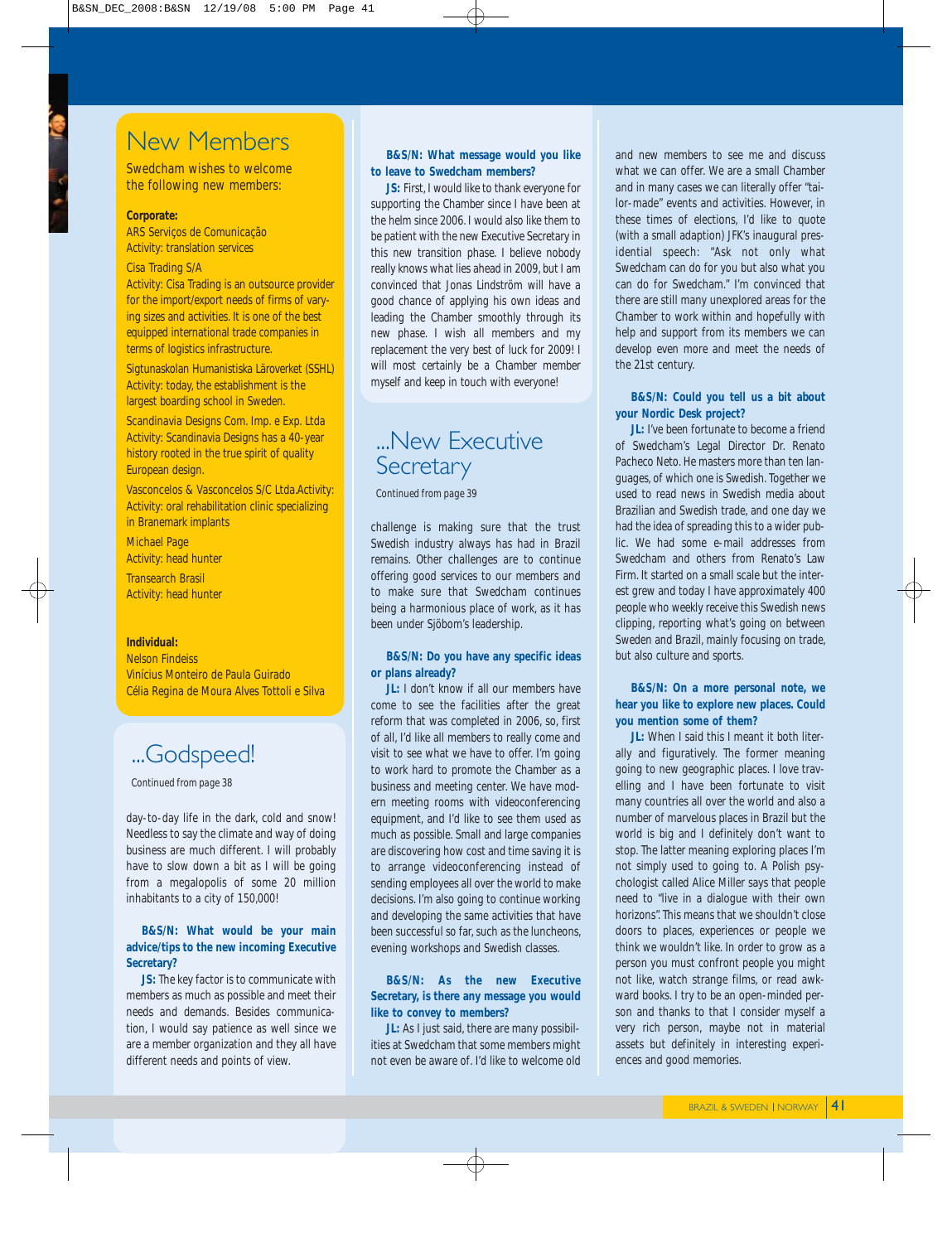## New Members

Swedcham wishes to welcome the following new members:

**Corporate:**

ARS Serviços de Comunicação
Activity: translation services

Cisa Trading S/A
Activity: Cisa Trading is an outsource provider for the import/export needs of firms of varying sizes and activities. It is one of the best equipped international trade companies in terms of logistics infrastructure.

Sigtunaskolan Humanistiska Läroverket (SSHL)
Activity: today, the establishment is the largest boarding school in Sweden.

Scandinavia Designs Com. Imp. e Exp. Ltda
Activity: Scandinavia Designs has a 40-year history rooted in the true spirit of quality European design.

Vasconcelos & Vasconcelos S/C Ltda.Activity:
Activity: oral rehabilitation clinic specializing in Branemark implants

Michael Page
Activity: head hunter

Transearch Brasil
Activity: head hunter

**Individual:**

Nelson Findeiss
Vinícius Monteiro de Paula Guirado
Célia Regina de Moura Alves Tottoli e Silva

## ...Godspeed!

Continued from page 38

day-to-day life in the dark, cold and snow! Needless to say the climate and way of doing business are much different. I will probably have to slow down a bit as I will be going from a megalopolis of some 20 million inhabitants to a city of 150,000!

**B&S/N: What would be your main advice/tips to the new incoming Executive Secretary?**

**JS:** The key factor is to communicate with members as much as possible and meet their needs and demands. Besides communication, I would say patience as well since we are a member organization and they all have different needs and points of view.

**B&S/N: What message would you like to leave to Swedcham members?**

**JS:** First, I would like to thank everyone for supporting the Chamber since I have been at the helm since 2006. I would also like them to be patient with the new Executive Secretary in this new transition phase. I believe nobody really knows what lies ahead in 2009, but I am convinced that Jonas Lindström will have a good chance of applying his own ideas and leading the Chamber smoothly through its new phase. I wish all members and my replacement the very best of luck for 2009! I will most certainly be a Chamber member myself and keep in touch with everyone!

## ...New Executive Secretary

Continued from page 39

challenge is making sure that the trust Swedish industry always has had in Brazil remains. Other challenges are to continue offering good services to our members and to make sure that Swedcham continues being a harmonious place of work, as it has been under Sjöbom's leadership.

**B&S/N: Do you have any specific ideas or plans already?**

**JL:** I don't know if all our members have come to see the facilities after the great reform that was completed in 2006, so, first of all, I'd like all members to really come and visit to see what we have to offer. I'm going to work hard to promote the Chamber as a business and meeting center. We have modern meeting rooms with videoconferencing equipment, and I'd like to see them used as much as possible. Small and large companies are discovering how cost and time saving it is to arrange videoconferencing instead of sending employees all over the world to make decisions. I'm also going to continue working and developing the same activities that have been successful so far, such as the luncheons, evening workshops and Swedish classes.

**B&S/N: As the new Executive Secretary, is there any message you would like to convey to members?**

**JL:** As I just said, there are many possibilities at Swedcham that some members might not even be aware of. I'd like to welcome old and new members to see me and discuss what we can offer. We are a small Chamber and in many cases we can literally offer "tailor-made" events and activities. However, in these times of elections, I'd like to quote (with a small adaption) JFK's inaugural presidential speech: "Ask not only what Swedcham can do for you but also what you can do for Swedcham." I'm convinced that there are still many unexplored areas for the Chamber to work within and hopefully with help and support from its members we can develop even more and meet the needs of the 21st century.

**B&S/N: Could you tell us a bit about your Nordic Desk project?**

**JL:** I've been fortunate to become a friend of Swedcham's Legal Director Dr. Renato Pacheco Neto. He masters more than ten languages, of which one is Swedish. Together we used to read news in Swedish media about Brazilian and Swedish trade, and one day we had the idea of spreading this to a wider public. We had some e-mail addresses from Swedcham and others from Renato's Law Firm. It started on a small scale but the interest grew and today I have approximately 400 people who weekly receive this Swedish news clipping, reporting what's going on between Sweden and Brazil, mainly focusing on trade, but also culture and sports.

**B&S/N: On a more personal note, we hear you like to explore new places. Could you mention some of them?**

**JL:** When I said this I meant it both literally and figuratively. The former meaning going to new geographic places. I love travelling and I have been fortunate to visit many countries all over the world and also a number of marvelous places in Brazil but the world is big and I definitely don't want to stop. The latter meaning exploring places I'm not simply used to going to. A Polish psychologist called Alice Miller says that people need to "live in a dialogue with their own horizons". This means that we shouldn't close doors to places, experiences or people we think we wouldn't like. In order to grow as a person you must confront people you might not like, watch strange films, or read awkward books. I try to be an open-minded person and thanks to that I consider myself a very rich person, maybe not in material assets but definitely in interesting experiences and good memories.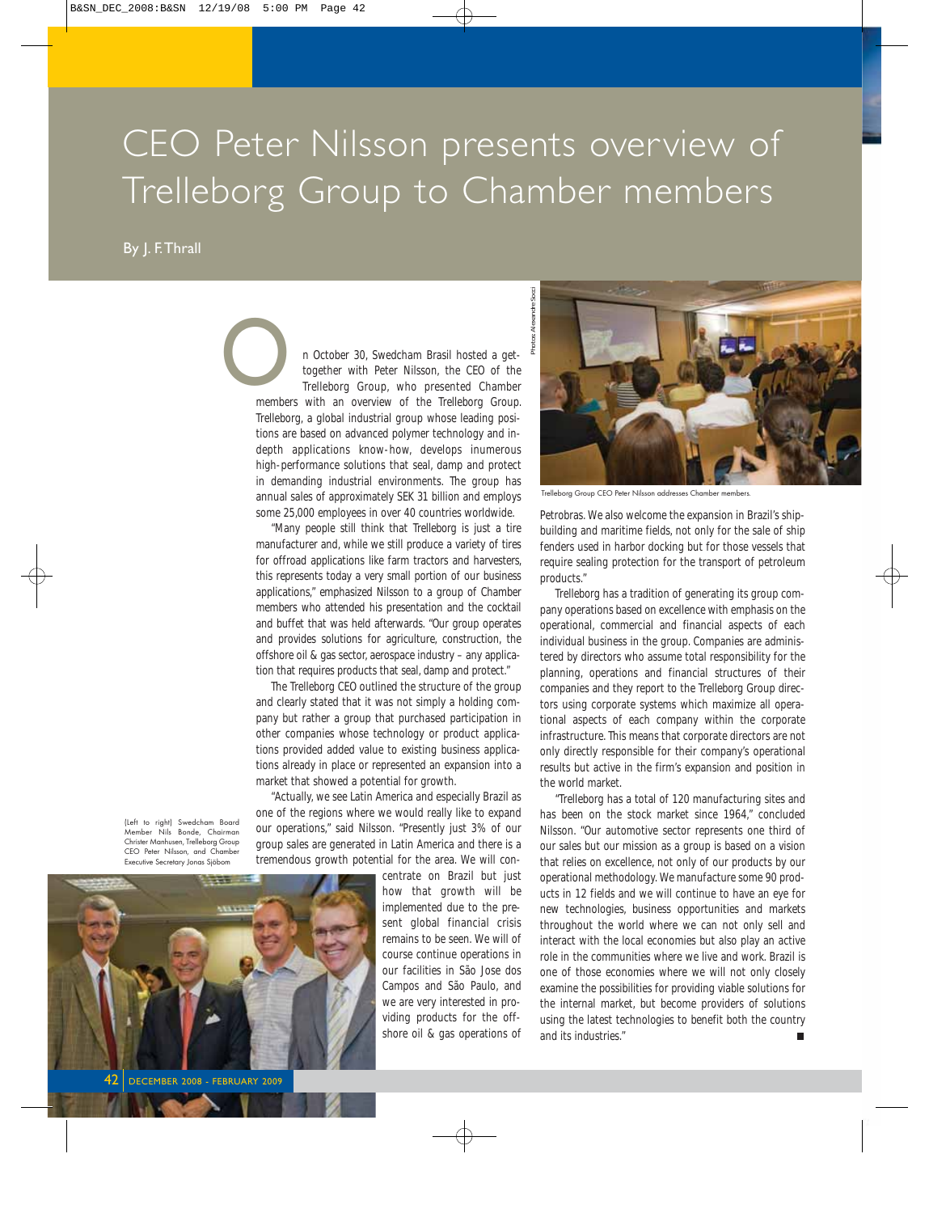// Page 42

# CEO Peter Nilsson presents overview of Trelleborg Group to Chamber members

By J. F. Thrall

On October 30, Swedcham Brasil hosted a get-together with Peter Nilsson, the CEO of the Trelleborg Group, who presented Chamber members with an overview of the Trelleborg Group. Trelleborg, a global industrial group whose leading positions are based on advanced polymer technology and in-depth applications know-how, develops inumerous high-performance solutions that seal, damp and protect in demanding industrial environments. The group has annual sales of approximately SEK 31 billion and employs some 25,000 employees in over 40 countries worldwide.

"Many people still think that Trelleborg is just a tire manufacturer and, while we still produce a variety of tires for offroad applications like farm tractors and harvesters, this represents today a very small portion of our business applications," emphasized Nilsson to a group of Chamber members who attended his presentation and the cocktail and buffet that was held afterwards. "Our group operates and provides solutions for agriculture, construction, the offshore oil & gas sector, aerospace industry – any application that requires products that seal, damp and protect."

The Trelleborg CEO outlined the structure of the group and clearly stated that it was not simply a holding company but rather a group that purchased participation in other companies whose technology or product applications provided added value to existing business applications already in place or represented an expansion into a market that showed a potential for growth.

"Actually, we see Latin America and especially Brazil as one of the regions where we would really like to expand our operations," said Nilsson. "Presently just 3% of our group sales are generated in Latin America and there is a tremendous growth potential for the area. We will concentrate on Brazil but just how that growth will be implemented due to the present global financial crisis remains to be seen. We will of course continue operations in our facilities in São Jose dos Campos and São Paulo, and we are very interested in providing products for the offshore oil & gas operations of Petrobras. We also welcome the expansion in Brazil's shipbuilding and maritime fields, not only for the sale of ship fenders used in harbor docking but for those vessels that require sealing protection for the transport of petroleum products."

Trelleborg has a tradition of generating its group company operations based on excellence with emphasis on the operational, commercial and financial aspects of each individual business in the group. Companies are administered by directors who assume total responsibility for the planning, operations and financial structures of their companies and they report to the Trelleborg Group directors using corporate systems which maximize all operational aspects of each company within the corporate infrastructure. This means that corporate directors are not only directly responsible for their company's operational results but active in the firm's expansion and position in the world market.

"Trelleborg has a total of 120 manufacturing sites and has been on the stock market since 1964," concluded Nilsson. "Our automotive sector represents one third of our sales but our mission as a group is based on a vision that relies on excellence, not only of our products by our operational methodology. We manufacture some 90 products in 12 fields and we will continue to have an eye for new technologies, business opportunities and markets throughout the world where we can not only sell and interact with the local economies but also play an active role in the communities where we live and work. Brazil is one of those economies where we will not only closely examine the possibilities for providing viable solutions for the internal market, but become providers of solutions using the latest technologies to benefit both the country and its industries." ■

Photos: Alexandre Sacci

Trelleborg Group CEO Peter Nilsson addresses Chamber members.

(Left to right) Swedcham Board Member Nils Bonde, Chairman Christer Manhusen, Trelleborg Group CEO Peter Nilsson, and Chamber Executive Secretary Jonas Sjöbom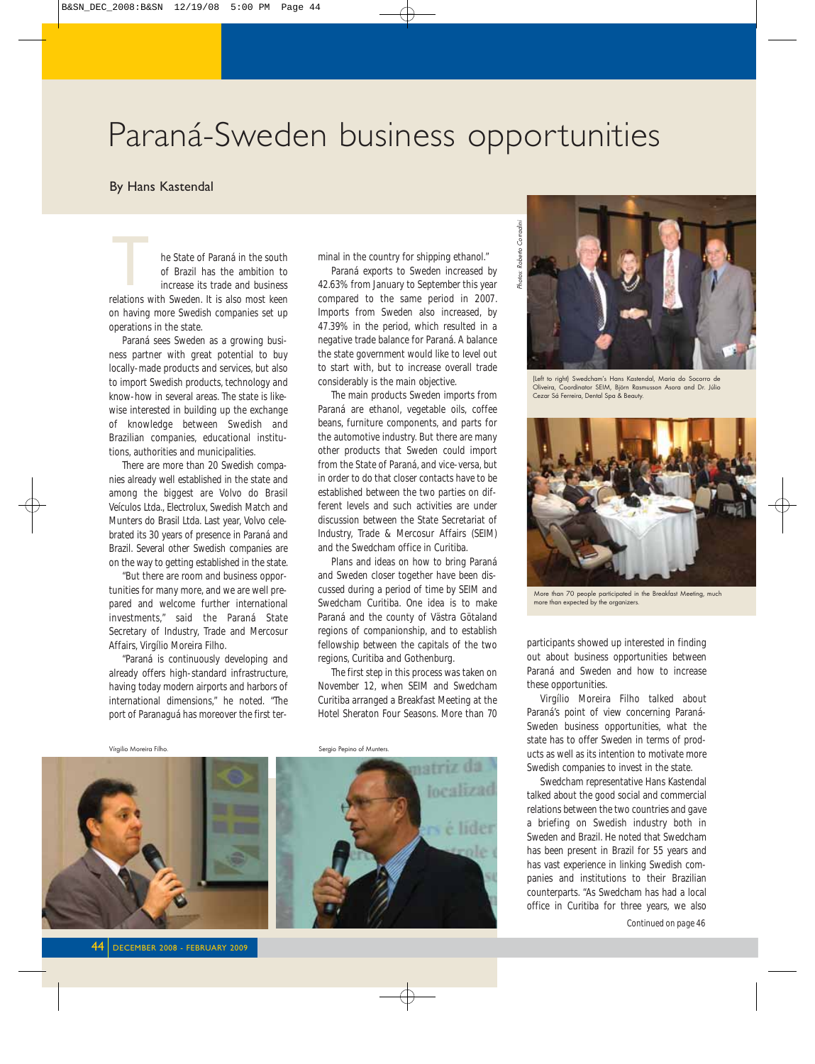# Paraná-Sweden business opportunities

By Hans Kastendal

The State of Paraná in the south of Brazil has the ambition to increase its trade and business relations with Sweden. It is also most keen on having more Swedish companies set up operations in the state.

Paraná sees Sweden as a growing business partner with great potential to buy locally-made products and services, but also to import Swedish products, technology and know-how in several areas. The state is likewise interested in building up the exchange of knowledge between Swedish and Brazilian companies, educational institutions, authorities and municipalities.

There are more than 20 Swedish companies already well established in the state and among the biggest are Volvo do Brasil Veículos Ltda., Electrolux, Swedish Match and Munters do Brasil Ltda. Last year, Volvo celebrated its 30 years of presence in Paraná and Brazil. Several other Swedish companies are on the way to getting established in the state.

"But there are room and business opportunities for many more, and we are well prepared and welcome further international investments," said the Paraná State Secretary of Industry, Trade and Mercosur Affairs, Virgílio Moreira Filho.

"Paraná is continuously developing and already offers high-standard infrastructure, having today modern airports and harbors of international dimensions," he noted. "The port of Paranaguá has moreover the first terminal in the country for shipping ethanol."

Paraná exports to Sweden increased by 42.63% from January to September this year compared to the same period in 2007. Imports from Sweden also increased, by 47.39% in the period, which resulted in a negative trade balance for Paraná. A balance the state government would like to level out to start with, but to increase overall trade considerably is the main objective.

The main products Sweden imports from Paraná are ethanol, vegetable oils, coffee beans, furniture components, and parts for the automotive industry. But there are many other products that Sweden could import from the State of Paraná, and vice-versa, but in order to do that closer contacts have to be established between the two parties on different levels and such activities are under discussion between the State Secretariat of Industry, Trade & Mercosur Affairs (SEIM) and the Swedcham office in Curitiba.

Plans and ideas on how to bring Paraná and Sweden closer together have been discussed during a period of time by SEIM and Swedcham Curitiba. One idea is to make Paraná and the county of Västra Götaland regions of companionship, and to establish fellowship between the capitals of the two regions, Curitiba and Gothenburg.

The first step in this process was taken on November 12, when SEIM and Swedcham Curitiba arranged a Breakfast Meeting at the Hotel Sheraton Four Seasons. More than 70 participants showed up interested in finding out about business opportunities between Paraná and Sweden and how to increase these opportunities.

Virgílio Moreira Filho talked about Paraná's point of view concerning Paraná-Sweden business opportunities, what the state has to offer Sweden in terms of products as well as its intention to motivate more Swedish companies to invest in the state.

Swedcham representative Hans Kastendal talked about the good social and commercial relations between the two countries and gave a briefing on Swedish industry both in Sweden and Brazil. He noted that Swedcham has been present in Brazil for 55 years and has vast experience in linking Swedish companies and institutions to their Brazilian counterparts. "As Swedcham has had a local office in Curitiba for three years, we also

Continued on page 46

Photos: Roberto Corradini

(Left to right) Swedcham's Hans Kastendal, Maria do Socorro de Oliveira, Coordinator SEIM, Björn Rasmusson Asora and Dr. Júlio Cezar Sá Ferreira, Dental Spa & Beauty.

More than 70 people participated in the Breakfast Meeting, much more than expected by the organizers.

Virgílio Moreira Filho.

Sergio Pepino of Munters.